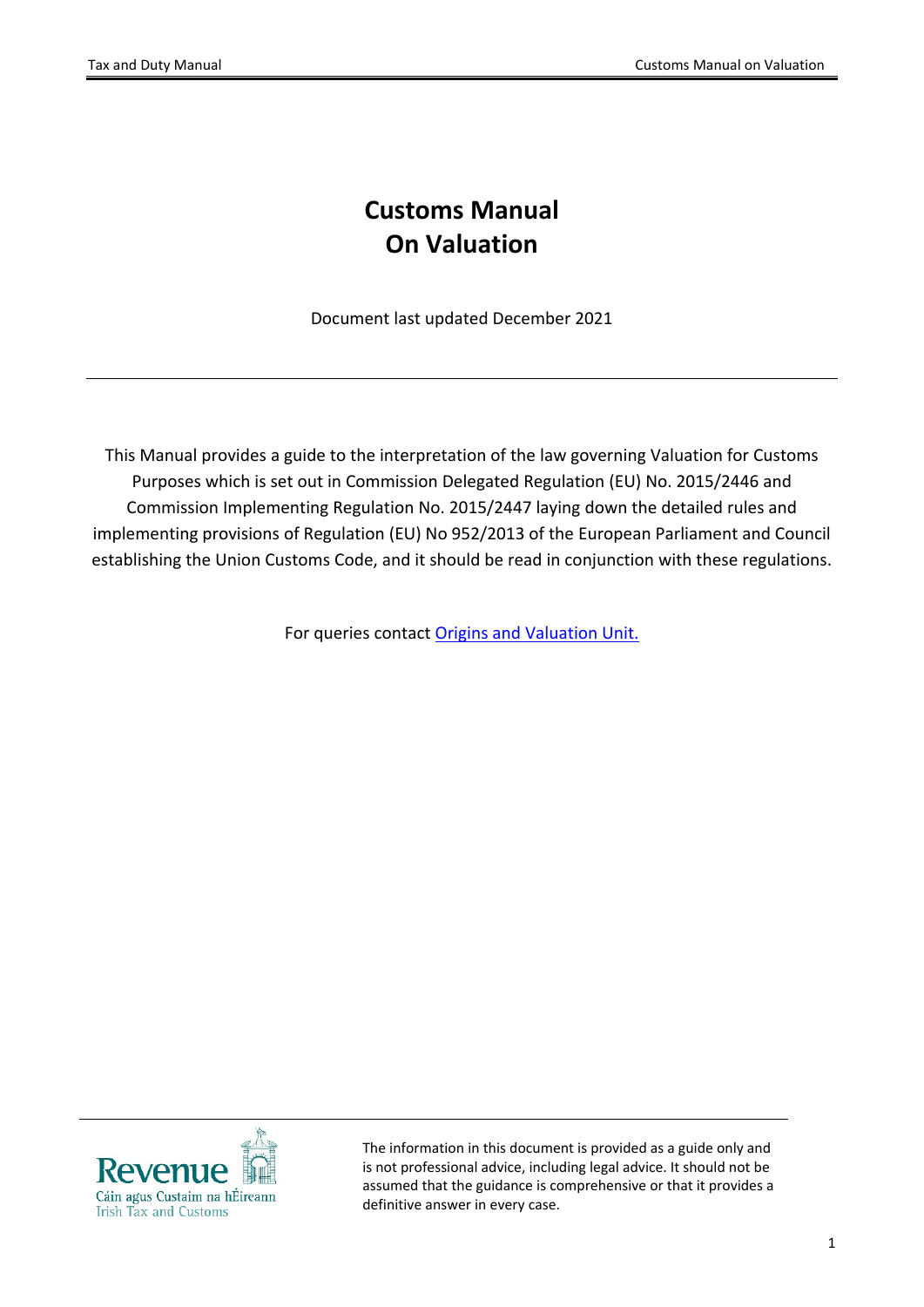# Customs Manual On Valuation

Document last updated December 2021

---

This Manual provides a guide to the interpretation of the law governing Valuation for Customs Purposes which is set out in Commission Delegated Regulation (EU) No. 2015/2446 and Commission Implementing Regulation No. 2015/2447 laying down the detailed rules and implementing provisions of Regulation (EU) No 952/2013 of the European Parliament and Council establishing the Union Customs Code, and it should be read in conjunction with these regulations.

For queries contact [Origins and Valuation Unit.](#)

---

Revenue
Cáin agus Custaim na hÉireann
Irish Tax and Customs

The information in this document is provided as a guide only and is not professional advice, including legal advice. It should not be assumed that the guidance is comprehensive or that it provides a definitive answer in every case.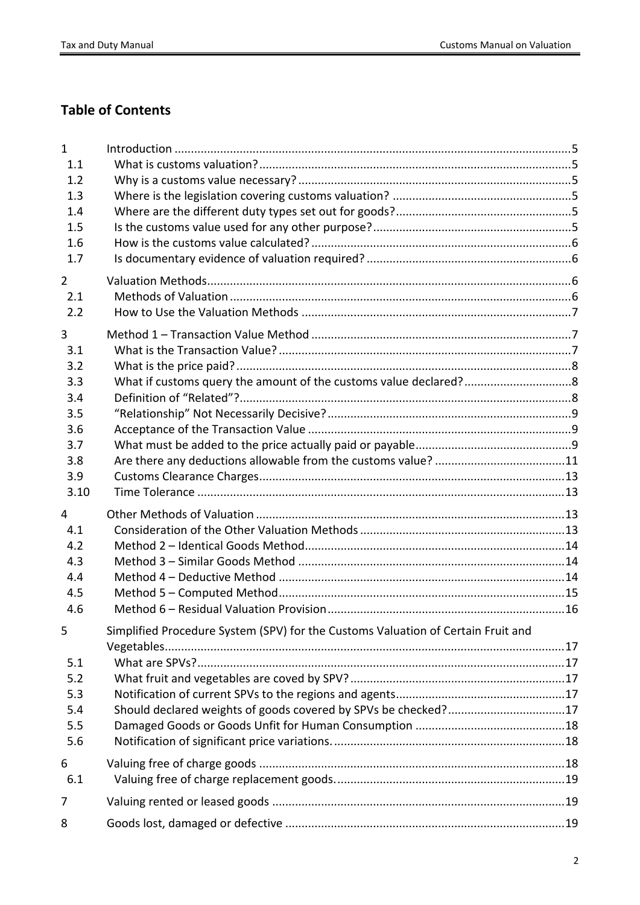## Table of Contents

| | | |
|---|---|---|
| 1 | Introduction | 5 |
| 1.1 | What is customs valuation? | 5 |
| 1.2 | Why is a customs value necessary? | 5 |
| 1.3 | Where is the legislation covering customs valuation? | 5 |
| 1.4 | Where are the different duty types set out for goods? | 5 |
| 1.5 | Is the customs value used for any other purpose? | 5 |
| 1.6 | How is the customs value calculated? | 6 |
| 1.7 | Is documentary evidence of valuation required? | 6 |
| 2 | Valuation Methods | 6 |
| 2.1 | Methods of Valuation | 6 |
| 2.2 | How to Use the Valuation Methods | 7 |
| 3 | Method 1 – Transaction Value Method | 7 |
| 3.1 | What is the Transaction Value? | 7 |
| 3.2 | What is the price paid? | 8 |
| 3.3 | What if customs query the amount of the customs value declared? | 8 |
| 3.4 | Definition of “Related”? | 8 |
| 3.5 | “Relationship” Not Necessarily Decisive? | 9 |
| 3.6 | Acceptance of the Transaction Value | 9 |
| 3.7 | What must be added to the price actually paid or payable | 9 |
| 3.8 | Are there any deductions allowable from the customs value? | 11 |
| 3.9 | Customs Clearance Charges | 13 |
| 3.10 | Time Tolerance | 13 |
| 4 | Other Methods of Valuation | 13 |
| 4.1 | Consideration of the Other Valuation Methods | 13 |
| 4.2 | Method 2 – Identical Goods Method | 14 |
| 4.3 | Method 3 – Similar Goods Method | 14 |
| 4.4 | Method 4 – Deductive Method | 14 |
| 4.5 | Method 5 – Computed Method | 15 |
| 4.6 | Method 6 – Residual Valuation Provision | 16 |
| 5 | Simplified Procedure System (SPV) for the Customs Valuation of Certain Fruit and Vegetables | 17 |
| 5.1 | What are SPVs? | 17 |
| 5.2 | What fruit and vegetables are coved by SPV? | 17 |
| 5.3 | Notification of current SPVs to the regions and agents | 17 |
| 5.4 | Should declared weights of goods covered by SPVs be checked? | 17 |
| 5.5 | Damaged Goods or Goods Unfit for Human Consumption | 18 |
| 5.6 | Notification of significant price variations. | 18 |
| 6 | Valuing free of charge goods | 18 |
| 6.1 | Valuing free of charge replacement goods. | 19 |
| 7 | Valuing rented or leased goods | 19 |
| 8 | Goods lost, damaged or defective | 19 |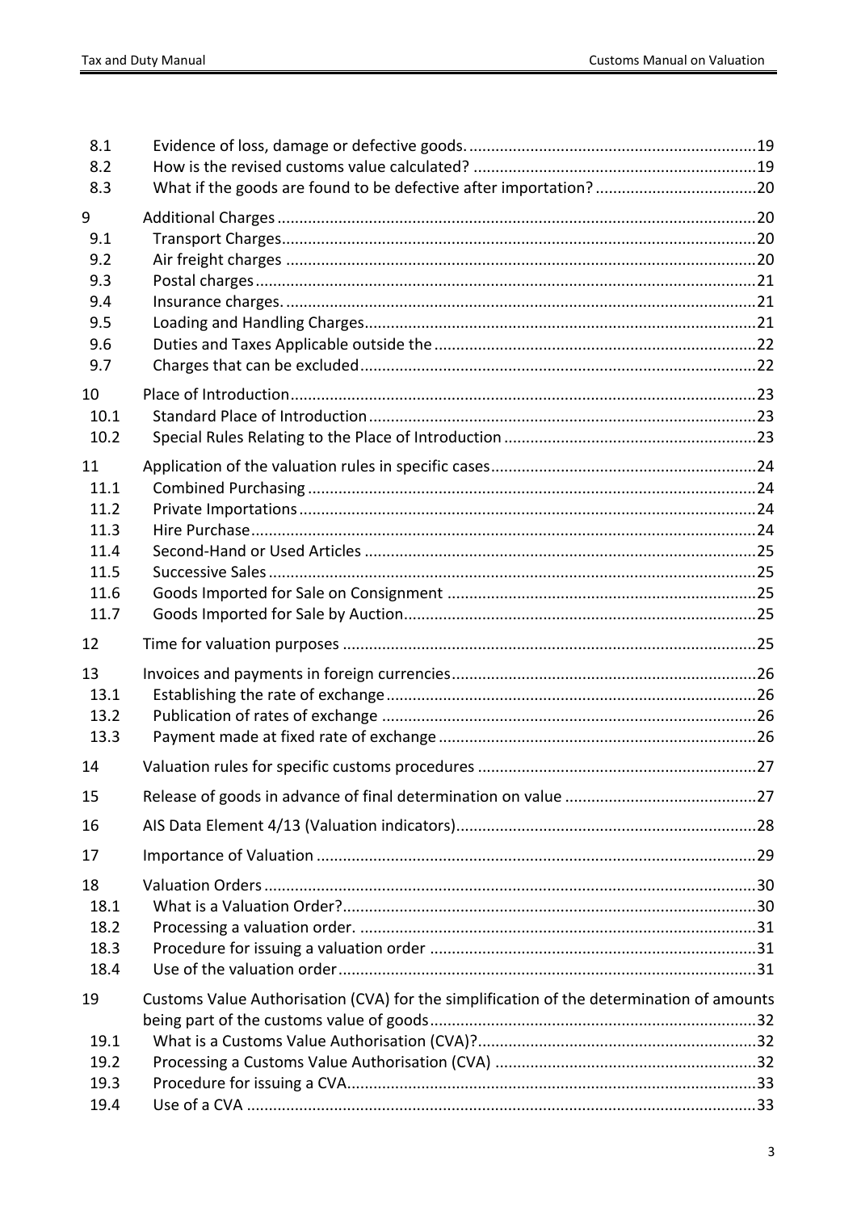| | | |
|---|---|---|
| 8.1 | Evidence of loss, damage or defective goods. | 19 |
| 8.2 | How is the revised customs value calculated? | 19 |
| 8.3 | What if the goods are found to be defective after importation? | 20 |
| 9 | Additional Charges | 20 |
| 9.1 | Transport Charges | 20 |
| 9.2 | Air freight charges | 20 |
| 9.3 | Postal charges | 21 |
| 9.4 | Insurance charges. | 21 |
| 9.5 | Loading and Handling Charges | 21 |
| 9.6 | Duties and Taxes Applicable outside the | 22 |
| 9.7 | Charges that can be excluded | 22 |
| 10 | Place of Introduction | 23 |
| 10.1 | Standard Place of Introduction | 23 |
| 10.2 | Special Rules Relating to the Place of Introduction | 23 |
| 11 | Application of the valuation rules in specific cases | 24 |
| 11.1 | Combined Purchasing | 24 |
| 11.2 | Private Importations | 24 |
| 11.3 | Hire Purchase | 24 |
| 11.4 | Second-Hand or Used Articles | 25 |
| 11.5 | Successive Sales | 25 |
| 11.6 | Goods Imported for Sale on Consignment | 25 |
| 11.7 | Goods Imported for Sale by Auction | 25 |
| 12 | Time for valuation purposes | 25 |
| 13 | Invoices and payments in foreign currencies | 26 |
| 13.1 | Establishing the rate of exchange | 26 |
| 13.2 | Publication of rates of exchange | 26 |
| 13.3 | Payment made at fixed rate of exchange | 26 |
| 14 | Valuation rules for specific customs procedures | 27 |
| 15 | Release of goods in advance of final determination on value | 27 |
| 16 | AIS Data Element 4/13 (Valuation indicators) | 28 |
| 17 | Importance of Valuation | 29 |
| 18 | Valuation Orders | 30 |
| 18.1 | What is a Valuation Order? | 30 |
| 18.2 | Processing a valuation order. | 31 |
| 18.3 | Procedure for issuing a valuation order | 31 |
| 18.4 | Use of the valuation order | 31 |
| 19 | Customs Value Authorisation (CVA) for the simplification of the determination of amounts being part of the customs value of goods | 32 |
| 19.1 | What is a Customs Value Authorisation (CVA)? | 32 |
| 19.2 | Processing a Customs Value Authorisation (CVA) | 32 |
| 19.3 | Procedure for issuing a CVA | 33 |
| 19.4 | Use of a CVA | 33 |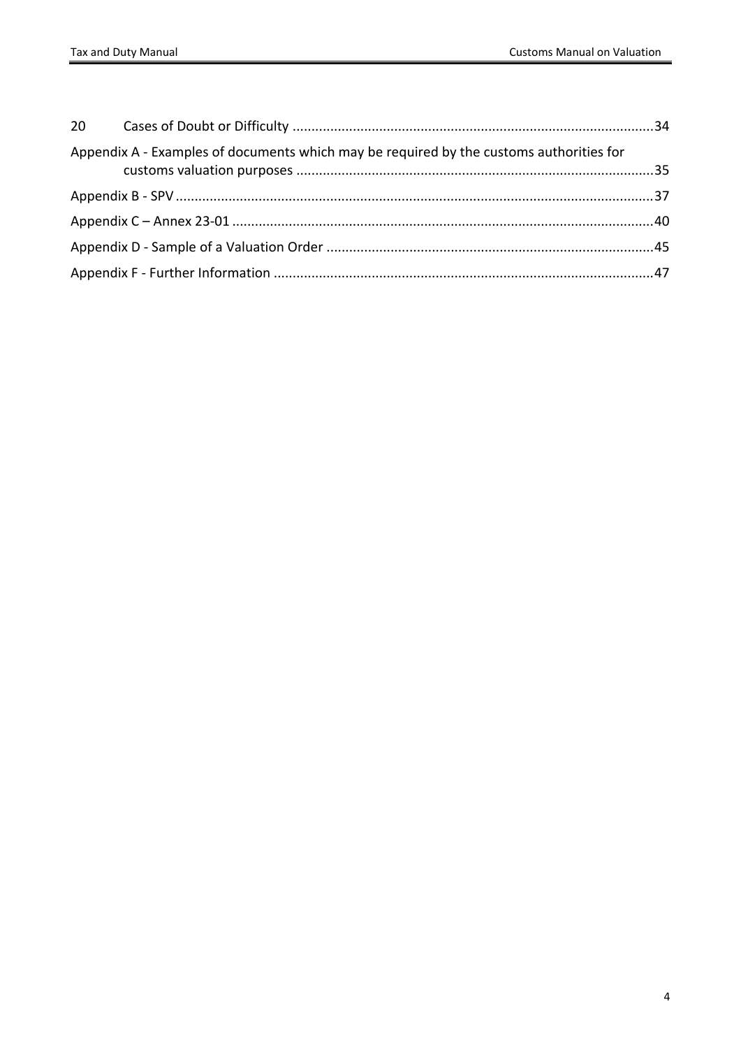| | | |
|---|---|---|
| 20 | Cases of Doubt or Difficulty | 34 |
| Appendix A - Examples of documents which may be required by the customs authorities for customs valuation purposes | | 35 |
| Appendix B - SPV | | 37 |
| Appendix C – Annex 23-01 | | 40 |
| Appendix D - Sample of a Valuation Order | | 45 |
| Appendix F - Further Information | | 47 |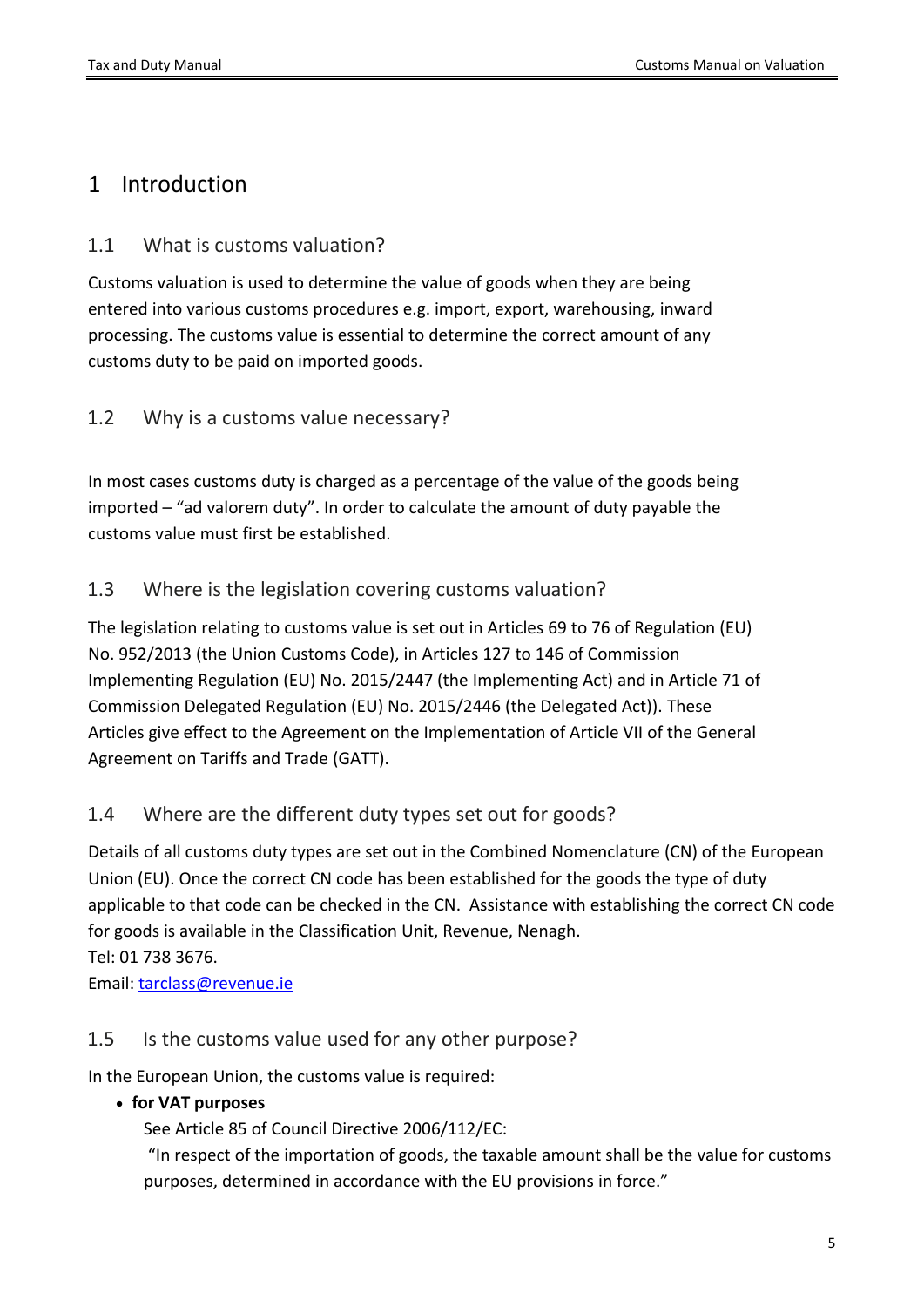# 1 Introduction

## 1.1 What is customs valuation?

Customs valuation is used to determine the value of goods when they are being entered into various customs procedures e.g. import, export, warehousing, inward processing. The customs value is essential to determine the correct amount of any customs duty to be paid on imported goods.

## 1.2 Why is a customs value necessary?

In most cases customs duty is charged as a percentage of the value of the goods being imported – "ad valorem duty". In order to calculate the amount of duty payable the customs value must first be established.

## 1.3 Where is the legislation covering customs valuation?

The legislation relating to customs value is set out in Articles 69 to 76 of Regulation (EU) No. 952/2013 (the Union Customs Code), in Articles 127 to 146 of Commission Implementing Regulation (EU) No. 2015/2447 (the Implementing Act) and in Article 71 of Commission Delegated Regulation (EU) No. 2015/2446 (the Delegated Act)). These Articles give effect to the Agreement on the Implementation of Article VII of the General Agreement on Tariffs and Trade (GATT).

## 1.4 Where are the different duty types set out for goods?

Details of all customs duty types are set out in the Combined Nomenclature (CN) of the European Union (EU). Once the correct CN code has been established for the goods the type of duty applicable to that code can be checked in the CN. Assistance with establishing the correct CN code for goods is available in the Classification Unit, Revenue, Nenagh.
Tel: 01 738 3676.
Email: tarclass@revenue.ie

## 1.5 Is the customs value used for any other purpose?

In the European Union, the customs value is required:

- **for VAT purposes**

  See Article 85 of Council Directive 2006/112/EC:

  "In respect of the importation of goods, the taxable amount shall be the value for customs purposes, determined in accordance with the EU provisions in force."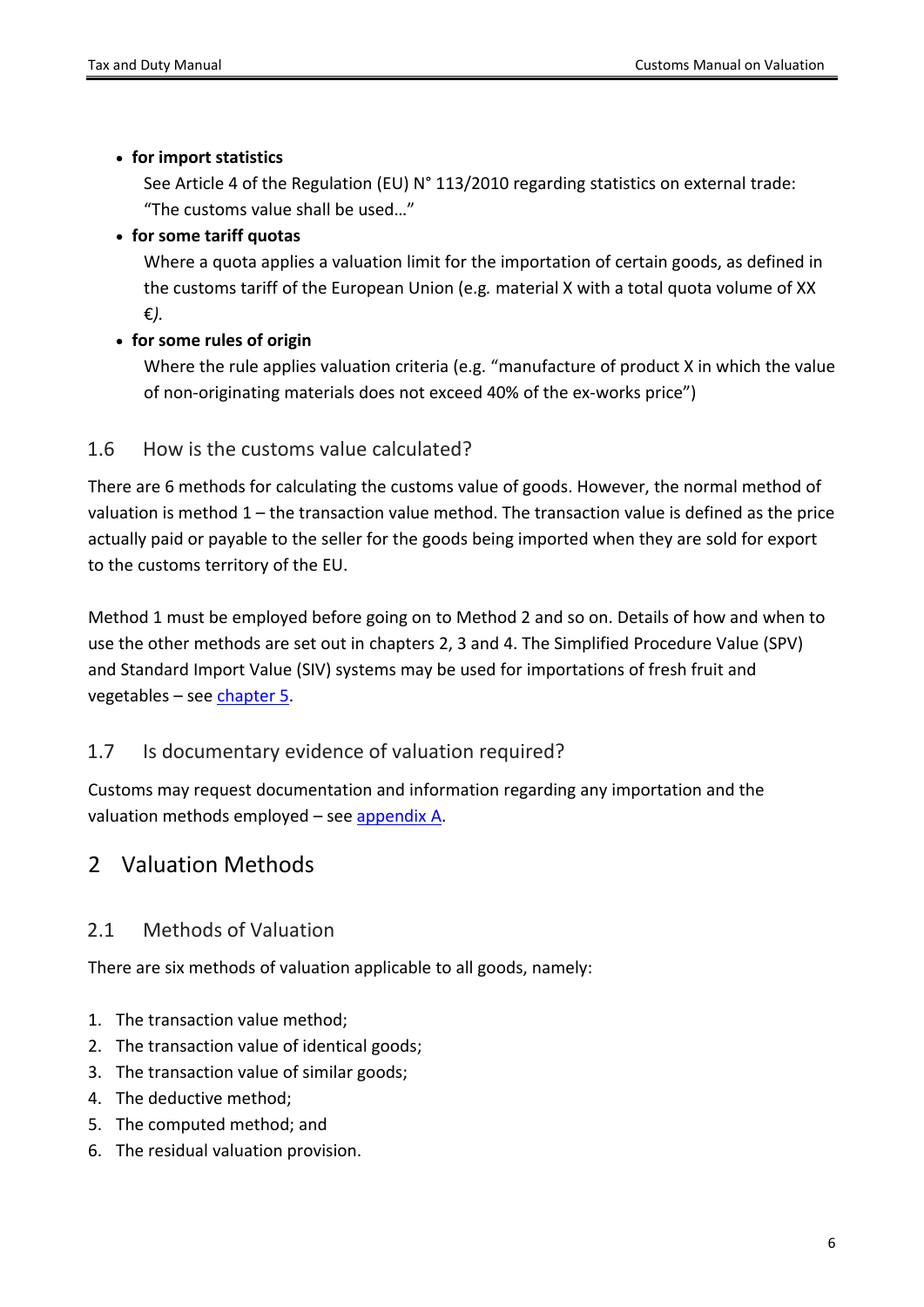- **for import statistics**

  See Article 4 of the Regulation (EU) N° 113/2010 regarding statistics on external trade: "The customs value shall be used…"

- **for some tariff quotas**

  Where a quota applies a valuation limit for the importation of certain goods, as defined in the customs tariff of the European Union (e.g. material X with a total quota volume of XX €*).*

- **for some rules of origin**

  Where the rule applies valuation criteria (e.g. "manufacture of product X in which the value of non-originating materials does not exceed 40% of the ex-works price")

### 1.6 How is the customs value calculated?

There are 6 methods for calculating the customs value of goods. However, the normal method of valuation is method 1 – the transaction value method. The transaction value is defined as the price actually paid or payable to the seller for the goods being imported when they are sold for export to the customs territory of the EU.

Method 1 must be employed before going on to Method 2 and so on. Details of how and when to use the other methods are set out in chapters 2, 3 and 4. The Simplified Procedure Value (SPV) and Standard Import Value (SIV) systems may be used for importations of fresh fruit and vegetables – see chapter 5.

### 1.7 Is documentary evidence of valuation required?

Customs may request documentation and information regarding any importation and the valuation methods employed – see appendix A.

## 2 Valuation Methods

### 2.1 Methods of Valuation

There are six methods of valuation applicable to all goods, namely:

1. The transaction value method;
2. The transaction value of identical goods;
3. The transaction value of similar goods;
4. The deductive method;
5. The computed method; and
6. The residual valuation provision.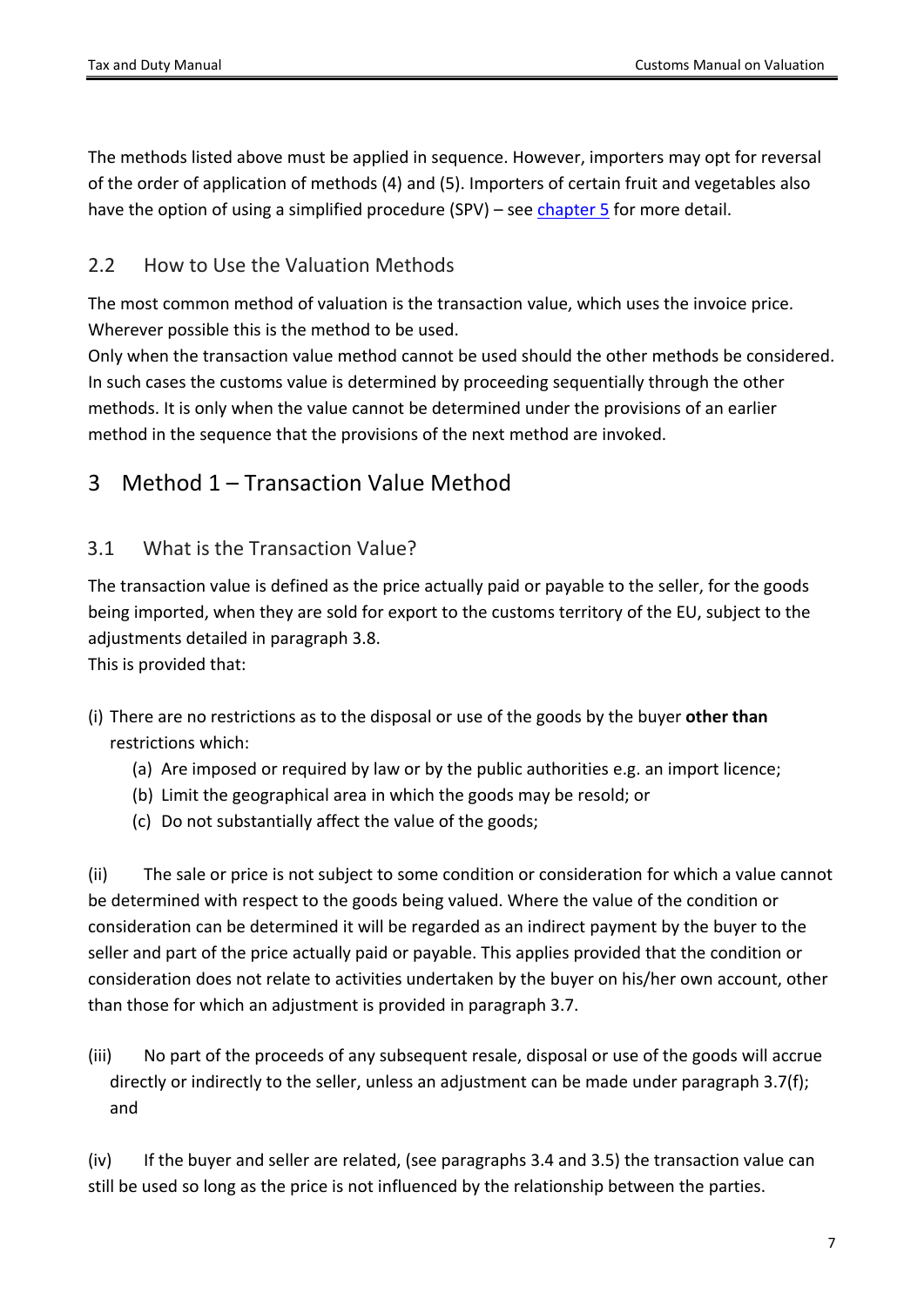The methods listed above must be applied in sequence. However, importers may opt for reversal of the order of application of methods (4) and (5). Importers of certain fruit and vegetables also have the option of using a simplified procedure (SPV) – see [chapter 5](#) for more detail.

## 2.2 How to Use the Valuation Methods

The most common method of valuation is the transaction value, which uses the invoice price. Wherever possible this is the method to be used.

Only when the transaction value method cannot be used should the other methods be considered. In such cases the customs value is determined by proceeding sequentially through the other methods. It is only when the value cannot be determined under the provisions of an earlier method in the sequence that the provisions of the next method are invoked.

# 3 Method 1 – Transaction Value Method

## 3.1 What is the Transaction Value?

The transaction value is defined as the price actually paid or payable to the seller, for the goods being imported, when they are sold for export to the customs territory of the EU, subject to the adjustments detailed in paragraph 3.8.

This is provided that:

(i) There are no restrictions as to the disposal or use of the goods by the buyer **other than** restrictions which:

- (a) Are imposed or required by law or by the public authorities e.g. an import licence;
- (b) Limit the geographical area in which the goods may be resold; or
- (c) Do not substantially affect the value of the goods;

(ii) The sale or price is not subject to some condition or consideration for which a value cannot be determined with respect to the goods being valued. Where the value of the condition or consideration can be determined it will be regarded as an indirect payment by the buyer to the seller and part of the price actually paid or payable. This applies provided that the condition or consideration does not relate to activities undertaken by the buyer on his/her own account, other than those for which an adjustment is provided in paragraph 3.7.

(iii) No part of the proceeds of any subsequent resale, disposal or use of the goods will accrue directly or indirectly to the seller, unless an adjustment can be made under paragraph 3.7(f); and

(iv) If the buyer and seller are related, (see paragraphs 3.4 and 3.5) the transaction value can still be used so long as the price is not influenced by the relationship between the parties.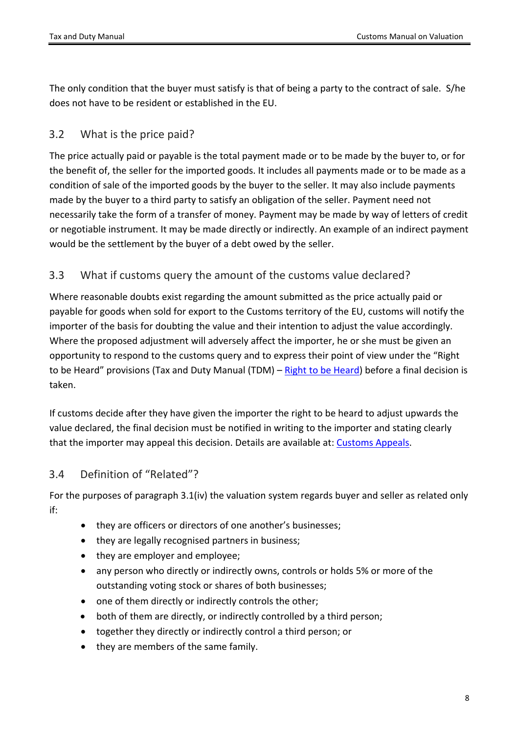The only condition that the buyer must satisfy is that of being a party to the contract of sale. S/he does not have to be resident or established in the EU.

## 3.2 What is the price paid?

The price actually paid or payable is the total payment made or to be made by the buyer to, or for the benefit of, the seller for the imported goods. It includes all payments made or to be made as a condition of sale of the imported goods by the buyer to the seller. It may also include payments made by the buyer to a third party to satisfy an obligation of the seller. Payment need not necessarily take the form of a transfer of money. Payment may be made by way of letters of credit or negotiable instrument. It may be made directly or indirectly. An example of an indirect payment would be the settlement by the buyer of a debt owed by the seller.

## 3.3 What if customs query the amount of the customs value declared?

Where reasonable doubts exist regarding the amount submitted as the price actually paid or payable for goods when sold for export to the Customs territory of the EU, customs will notify the importer of the basis for doubting the value and their intention to adjust the value accordingly. Where the proposed adjustment will adversely affect the importer, he or she must be given an opportunity to respond to the customs query and to express their point of view under the "Right to be Heard" provisions (Tax and Duty Manual (TDM) – Right to be Heard) before a final decision is taken.

If customs decide after they have given the importer the right to be heard to adjust upwards the value declared, the final decision must be notified in writing to the importer and stating clearly that the importer may appeal this decision. Details are available at: Customs Appeals.

## 3.4 Definition of "Related"?

For the purposes of paragraph 3.1(iv) the valuation system regards buyer and seller as related only if:

- they are officers or directors of one another's businesses;
- they are legally recognised partners in business;
- they are employer and employee;
- any person who directly or indirectly owns, controls or holds 5% or more of the outstanding voting stock or shares of both businesses;
- one of them directly or indirectly controls the other;
- both of them are directly, or indirectly controlled by a third person;
- together they directly or indirectly control a third person; or
- they are members of the same family.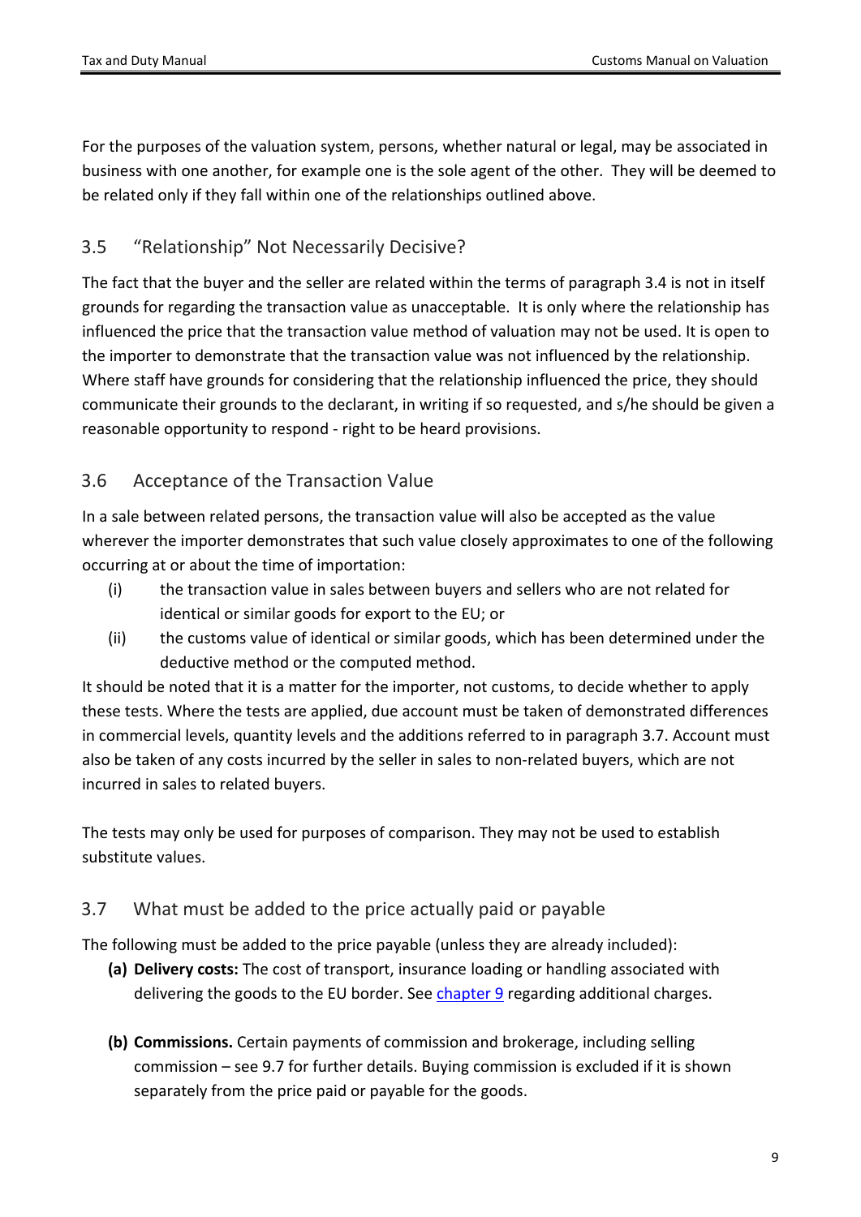For the purposes of the valuation system, persons, whether natural or legal, may be associated in business with one another, for example one is the sole agent of the other. They will be deemed to be related only if they fall within one of the relationships outlined above.

## 3.5 "Relationship" Not Necessarily Decisive?

The fact that the buyer and the seller are related within the terms of paragraph 3.4 is not in itself grounds for regarding the transaction value as unacceptable. It is only where the relationship has influenced the price that the transaction value method of valuation may not be used. It is open to the importer to demonstrate that the transaction value was not influenced by the relationship. Where staff have grounds for considering that the relationship influenced the price, they should communicate their grounds to the declarant, in writing if so requested, and s/he should be given a reasonable opportunity to respond - right to be heard provisions.

## 3.6 Acceptance of the Transaction Value

In a sale between related persons, the transaction value will also be accepted as the value wherever the importer demonstrates that such value closely approximates to one of the following occurring at or about the time of importation:

(i) the transaction value in sales between buyers and sellers who are not related for identical or similar goods for export to the EU; or

(ii) the customs value of identical or similar goods, which has been determined under the deductive method or the computed method.

It should be noted that it is a matter for the importer, not customs, to decide whether to apply these tests. Where the tests are applied, due account must be taken of demonstrated differences in commercial levels, quantity levels and the additions referred to in paragraph 3.7. Account must also be taken of any costs incurred by the seller in sales to non-related buyers, which are not incurred in sales to related buyers.

The tests may only be used for purposes of comparison. They may not be used to establish substitute values.

## 3.7 What must be added to the price actually paid or payable

The following must be added to the price payable (unless they are already included):

**(a) Delivery costs:** The cost of transport, insurance loading or handling associated with delivering the goods to the EU border. See chapter 9 regarding additional charges.

**(b) Commissions.** Certain payments of commission and brokerage, including selling commission – see 9.7 for further details. Buying commission is excluded if it is shown separately from the price paid or payable for the goods.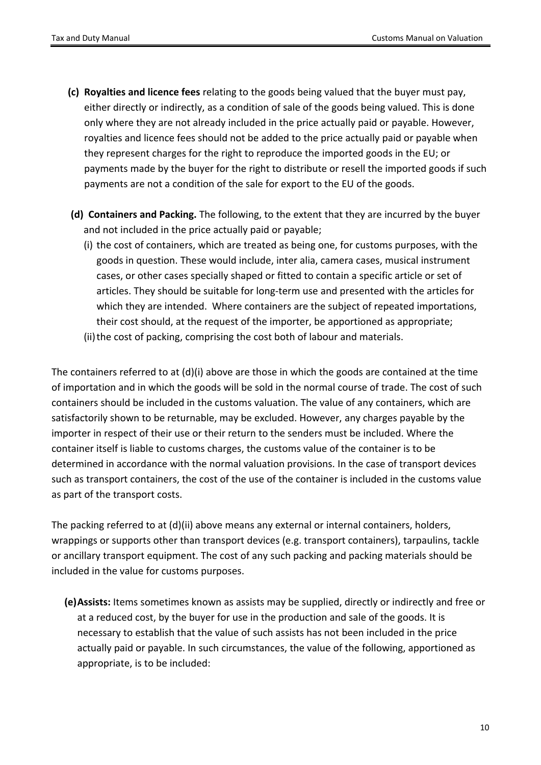**(c) Royalties and licence fees** relating to the goods being valued that the buyer must pay, either directly or indirectly, as a condition of sale of the goods being valued. This is done only where they are not already included in the price actually paid or payable. However, royalties and licence fees should not be added to the price actually paid or payable when they represent charges for the right to reproduce the imported goods in the EU; or payments made by the buyer for the right to distribute or resell the imported goods if such payments are not a condition of the sale for export to the EU of the goods.

**(d) Containers and Packing.** The following, to the extent that they are incurred by the buyer and not included in the price actually paid or payable;

(i) the cost of containers, which are treated as being one, for customs purposes, with the goods in question. These would include, inter alia, camera cases, musical instrument cases, or other cases specially shaped or fitted to contain a specific article or set of articles. They should be suitable for long-term use and presented with the articles for which they are intended. Where containers are the subject of repeated importations, their cost should, at the request of the importer, be apportioned as appropriate;

(ii) the cost of packing, comprising the cost both of labour and materials.

The containers referred to at (d)(i) above are those in which the goods are contained at the time of importation and in which the goods will be sold in the normal course of trade. The cost of such containers should be included in the customs valuation. The value of any containers, which are satisfactorily shown to be returnable, may be excluded. However, any charges payable by the importer in respect of their use or their return to the senders must be included. Where the container itself is liable to customs charges, the customs value of the container is to be determined in accordance with the normal valuation provisions. In the case of transport devices such as transport containers, the cost of the use of the container is included in the customs value as part of the transport costs.

The packing referred to at (d)(ii) above means any external or internal containers, holders, wrappings or supports other than transport devices (e.g. transport containers), tarpaulins, tackle or ancillary transport equipment. The cost of any such packing and packing materials should be included in the value for customs purposes.

**(e) Assists:** Items sometimes known as assists may be supplied, directly or indirectly and free or at a reduced cost, by the buyer for use in the production and sale of the goods. It is necessary to establish that the value of such assists has not been included in the price actually paid or payable. In such circumstances, the value of the following, apportioned as appropriate, is to be included: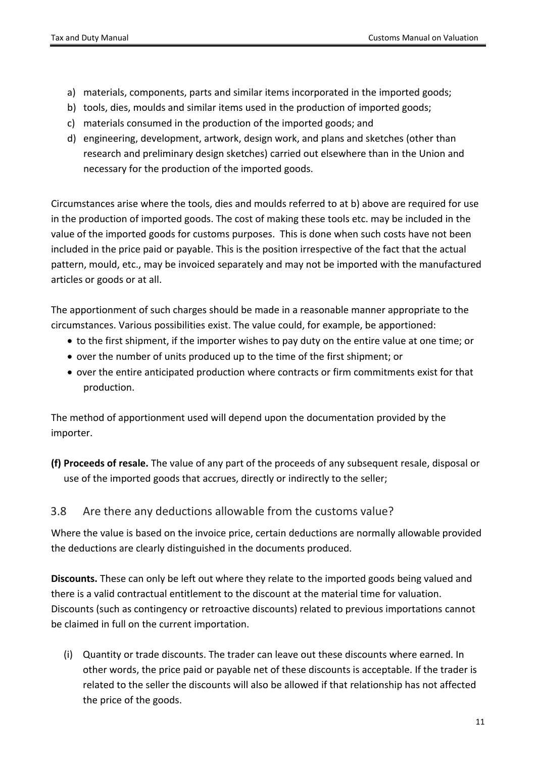a) materials, components, parts and similar items incorporated in the imported goods;
b) tools, dies, moulds and similar items used in the production of imported goods;
c) materials consumed in the production of the imported goods; and
d) engineering, development, artwork, design work, and plans and sketches (other than research and preliminary design sketches) carried out elsewhere than in the Union and necessary for the production of the imported goods.

Circumstances arise where the tools, dies and moulds referred to at b) above are required for use in the production of imported goods. The cost of making these tools etc. may be included in the value of the imported goods for customs purposes. This is done when such costs have not been included in the price paid or payable. This is the position irrespective of the fact that the actual pattern, mould, etc., may be invoiced separately and may not be imported with the manufactured articles or goods or at all.

The apportionment of such charges should be made in a reasonable manner appropriate to the circumstances. Various possibilities exist. The value could, for example, be apportioned:

- to the first shipment, if the importer wishes to pay duty on the entire value at one time; or
- over the number of units produced up to the time of the first shipment; or
- over the entire anticipated production where contracts or firm commitments exist for that production.

The method of apportionment used will depend upon the documentation provided by the importer.

**(f) Proceeds of resale.** The value of any part of the proceeds of any subsequent resale, disposal or use of the imported goods that accrues, directly or indirectly to the seller;

## 3.8 Are there any deductions allowable from the customs value?

Where the value is based on the invoice price, certain deductions are normally allowable provided the deductions are clearly distinguished in the documents produced.

**Discounts.** These can only be left out where they relate to the imported goods being valued and there is a valid contractual entitlement to the discount at the material time for valuation. Discounts (such as contingency or retroactive discounts) related to previous importations cannot be claimed in full on the current importation.

(i) Quantity or trade discounts. The trader can leave out these discounts where earned. In other words, the price paid or payable net of these discounts is acceptable. If the trader is related to the seller the discounts will also be allowed if that relationship has not affected the price of the goods.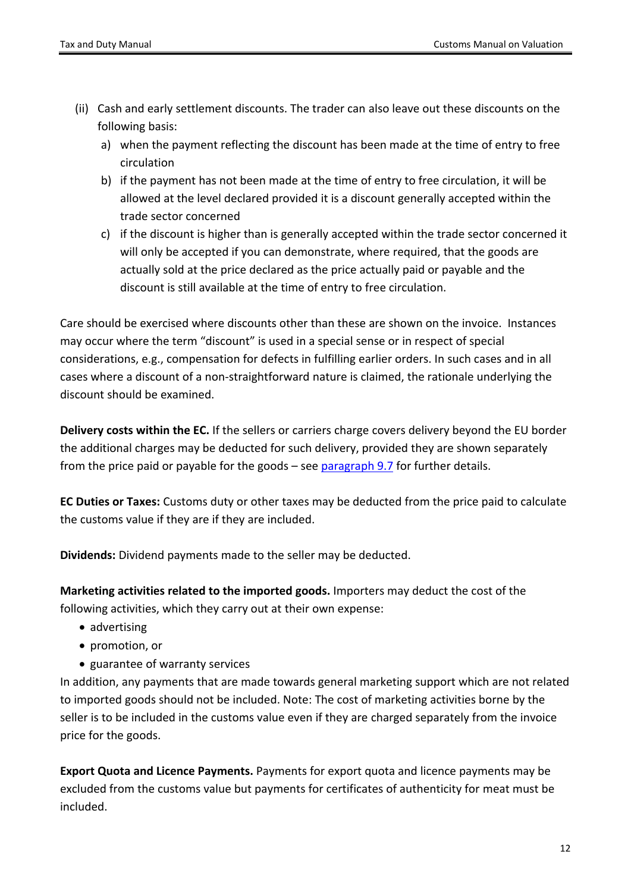(ii) Cash and early settlement discounts. The trader can also leave out these discounts on the following basis:
   a) when the payment reflecting the discount has been made at the time of entry to free circulation
   b) if the payment has not been made at the time of entry to free circulation, it will be allowed at the level declared provided it is a discount generally accepted within the trade sector concerned
   c) if the discount is higher than is generally accepted within the trade sector concerned it will only be accepted if you can demonstrate, where required, that the goods are actually sold at the price declared as the price actually paid or payable and the discount is still available at the time of entry to free circulation.

Care should be exercised where discounts other than these are shown on the invoice. Instances may occur where the term "discount" is used in a special sense or in respect of special considerations, e.g., compensation for defects in fulfilling earlier orders. In such cases and in all cases where a discount of a non-straightforward nature is claimed, the rationale underlying the discount should be examined.

**Delivery costs within the EC.** If the sellers or carriers charge covers delivery beyond the EU border the additional charges may be deducted for such delivery, provided they are shown separately from the price paid or payable for the goods – see paragraph 9.7 for further details.

**EC Duties or Taxes:** Customs duty or other taxes may be deducted from the price paid to calculate the customs value if they are if they are included.

**Dividends:** Dividend payments made to the seller may be deducted.

**Marketing activities related to the imported goods.** Importers may deduct the cost of the following activities, which they carry out at their own expense:

- advertising
- promotion, or
- guarantee of warranty services

In addition, any payments that are made towards general marketing support which are not related to imported goods should not be included. Note: The cost of marketing activities borne by the seller is to be included in the customs value even if they are charged separately from the invoice price for the goods.

**Export Quota and Licence Payments.** Payments for export quota and licence payments may be excluded from the customs value but payments for certificates of authenticity for meat must be included.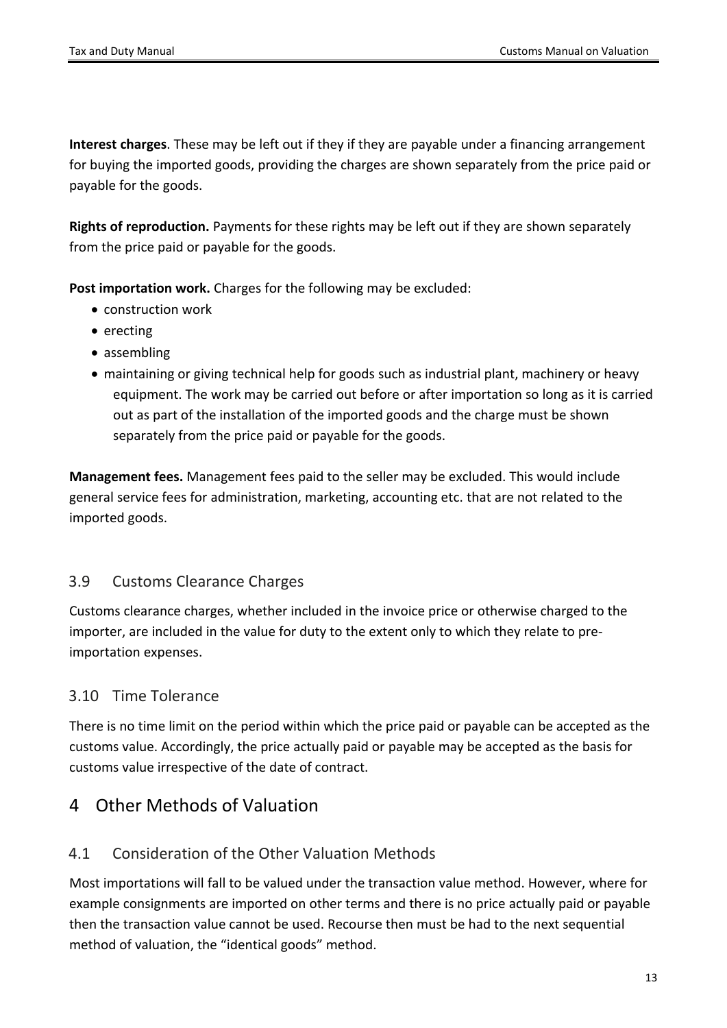**Interest charges**. These may be left out if they if they are payable under a financing arrangement for buying the imported goods, providing the charges are shown separately from the price paid or payable for the goods.

**Rights of reproduction.** Payments for these rights may be left out if they are shown separately from the price paid or payable for the goods.

**Post importation work.** Charges for the following may be excluded:

- construction work
- erecting
- assembling
- maintaining or giving technical help for goods such as industrial plant, machinery or heavy equipment. The work may be carried out before or after importation so long as it is carried out as part of the installation of the imported goods and the charge must be shown separately from the price paid or payable for the goods.

**Management fees.** Management fees paid to the seller may be excluded. This would include general service fees for administration, marketing, accounting etc. that are not related to the imported goods.

### 3.9 Customs Clearance Charges

Customs clearance charges, whether included in the invoice price or otherwise charged to the importer, are included in the value for duty to the extent only to which they relate to pre-importation expenses.

### 3.10 Time Tolerance

There is no time limit on the period within which the price paid or payable can be accepted as the customs value. Accordingly, the price actually paid or payable may be accepted as the basis for customs value irrespective of the date of contract.

## 4 Other Methods of Valuation

### 4.1 Consideration of the Other Valuation Methods

Most importations will fall to be valued under the transaction value method. However, where for example consignments are imported on other terms and there is no price actually paid or payable then the transaction value cannot be used. Recourse then must be had to the next sequential method of valuation, the “identical goods” method.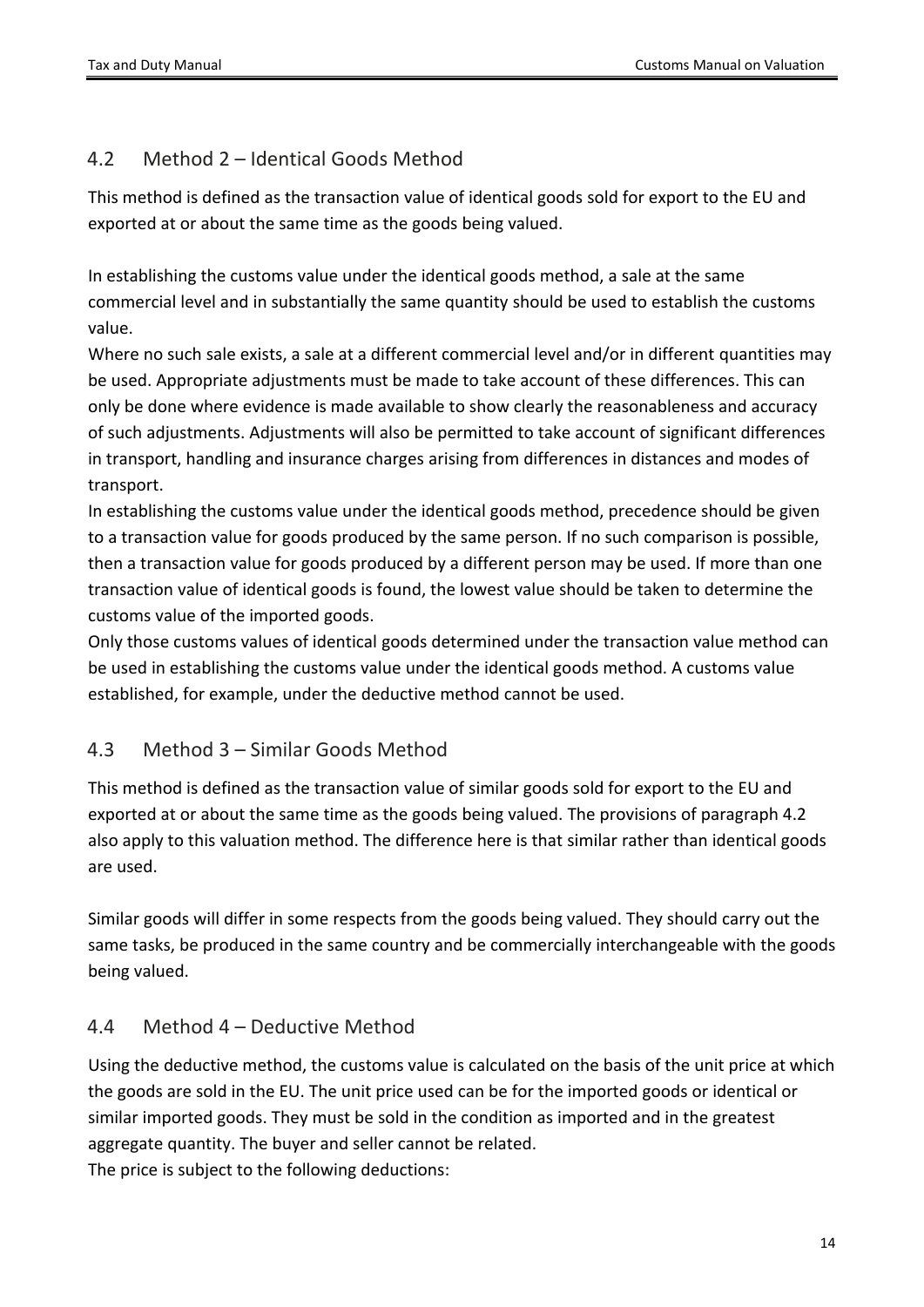## 4.2 Method 2 – Identical Goods Method

This method is defined as the transaction value of identical goods sold for export to the EU and exported at or about the same time as the goods being valued.

In establishing the customs value under the identical goods method, a sale at the same commercial level and in substantially the same quantity should be used to establish the customs value.

Where no such sale exists, a sale at a different commercial level and/or in different quantities may be used. Appropriate adjustments must be made to take account of these differences. This can only be done where evidence is made available to show clearly the reasonableness and accuracy of such adjustments. Adjustments will also be permitted to take account of significant differences in transport, handling and insurance charges arising from differences in distances and modes of transport.

In establishing the customs value under the identical goods method, precedence should be given to a transaction value for goods produced by the same person. If no such comparison is possible, then a transaction value for goods produced by a different person may be used. If more than one transaction value of identical goods is found, the lowest value should be taken to determine the customs value of the imported goods.

Only those customs values of identical goods determined under the transaction value method can be used in establishing the customs value under the identical goods method. A customs value established, for example, under the deductive method cannot be used.

## 4.3 Method 3 – Similar Goods Method

This method is defined as the transaction value of similar goods sold for export to the EU and exported at or about the same time as the goods being valued. The provisions of paragraph 4.2 also apply to this valuation method. The difference here is that similar rather than identical goods are used.

Similar goods will differ in some respects from the goods being valued. They should carry out the same tasks, be produced in the same country and be commercially interchangeable with the goods being valued.

## 4.4 Method 4 – Deductive Method

Using the deductive method, the customs value is calculated on the basis of the unit price at which the goods are sold in the EU. The unit price used can be for the imported goods or identical or similar imported goods. They must be sold in the condition as imported and in the greatest aggregate quantity. The buyer and seller cannot be related.

The price is subject to the following deductions: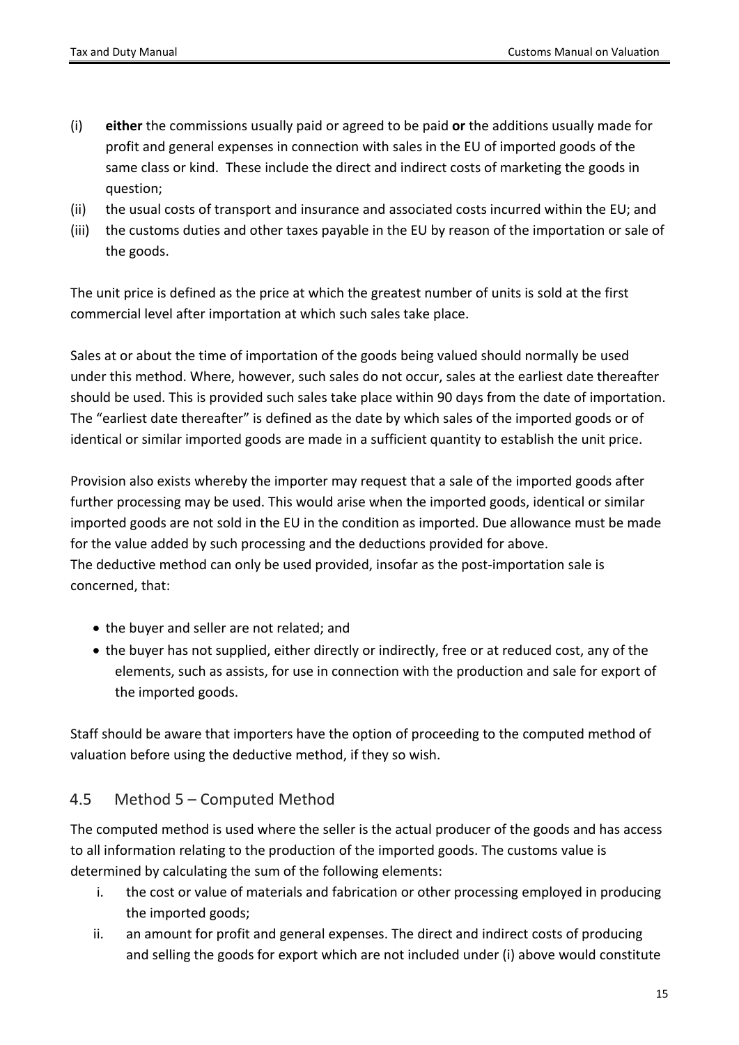(i) **either** the commissions usually paid or agreed to be paid **or** the additions usually made for profit and general expenses in connection with sales in the EU of imported goods of the same class or kind. These include the direct and indirect costs of marketing the goods in question;

(ii) the usual costs of transport and insurance and associated costs incurred within the EU; and

(iii) the customs duties and other taxes payable in the EU by reason of the importation or sale of the goods.

The unit price is defined as the price at which the greatest number of units is sold at the first commercial level after importation at which such sales take place.

Sales at or about the time of importation of the goods being valued should normally be used under this method. Where, however, such sales do not occur, sales at the earliest date thereafter should be used. This is provided such sales take place within 90 days from the date of importation. The "earliest date thereafter" is defined as the date by which sales of the imported goods or of identical or similar imported goods are made in a sufficient quantity to establish the unit price.

Provision also exists whereby the importer may request that a sale of the imported goods after further processing may be used. This would arise when the imported goods, identical or similar imported goods are not sold in the EU in the condition as imported. Due allowance must be made for the value added by such processing and the deductions provided for above.
The deductive method can only be used provided, insofar as the post-importation sale is concerned, that:

- the buyer and seller are not related; and
- the buyer has not supplied, either directly or indirectly, free or at reduced cost, any of the elements, such as assists, for use in connection with the production and sale for export of the imported goods.

Staff should be aware that importers have the option of proceeding to the computed method of valuation before using the deductive method, if they so wish.

## 4.5 Method 5 – Computed Method

The computed method is used where the seller is the actual producer of the goods and has access to all information relating to the production of the imported goods. The customs value is determined by calculating the sum of the following elements:

i. the cost or value of materials and fabrication or other processing employed in producing the imported goods;

ii. an amount for profit and general expenses. The direct and indirect costs of producing and selling the goods for export which are not included under (i) above would constitute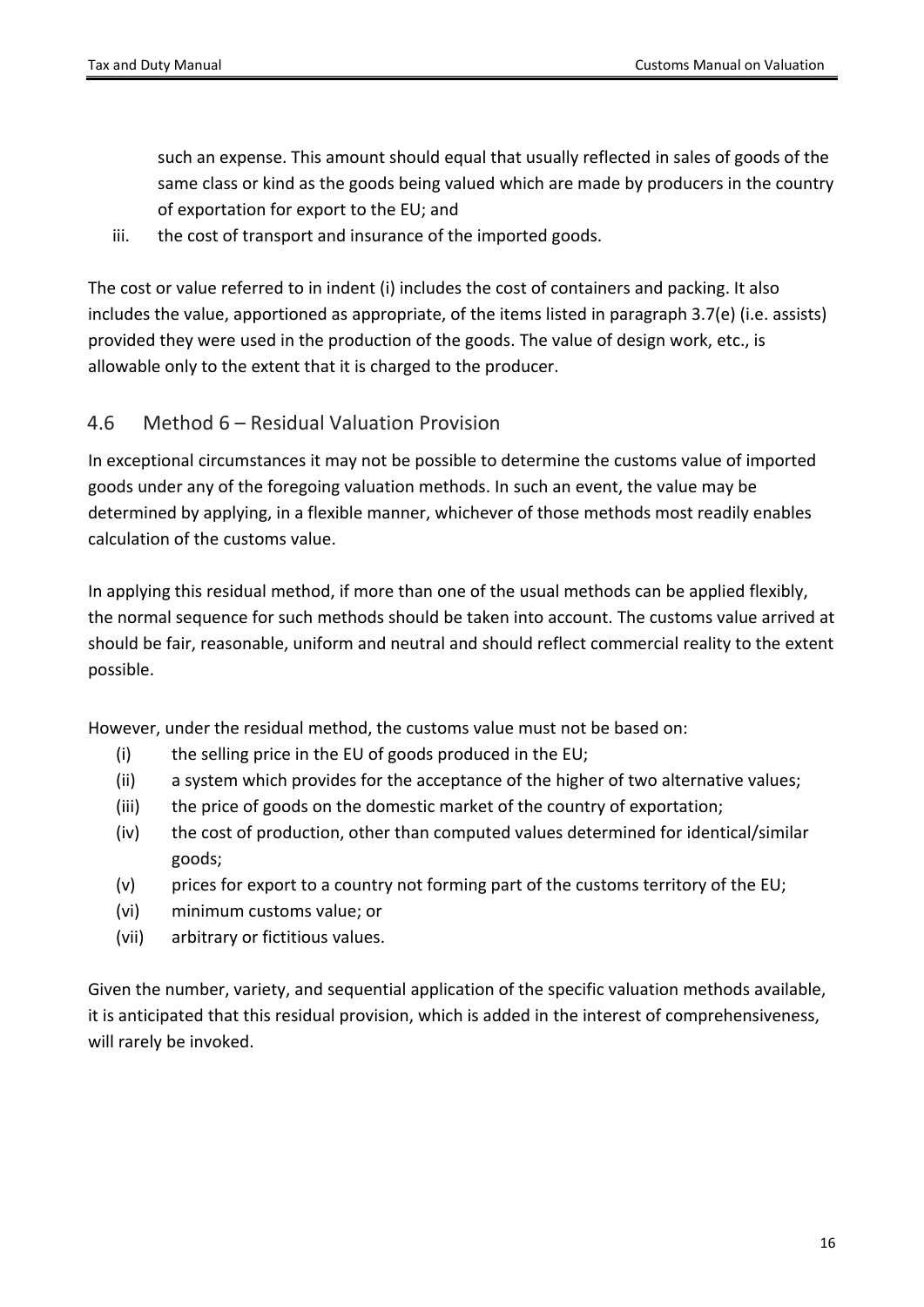such an expense. This amount should equal that usually reflected in sales of goods of the same class or kind as the goods being valued which are made by producers in the country of exportation for export to the EU; and

iii. the cost of transport and insurance of the imported goods.

The cost or value referred to in indent (i) includes the cost of containers and packing. It also includes the value, apportioned as appropriate, of the items listed in paragraph 3.7(e) (i.e. assists) provided they were used in the production of the goods. The value of design work, etc., is allowable only to the extent that it is charged to the producer.

## 4.6 Method 6 – Residual Valuation Provision

In exceptional circumstances it may not be possible to determine the customs value of imported goods under any of the foregoing valuation methods. In such an event, the value may be determined by applying, in a flexible manner, whichever of those methods most readily enables calculation of the customs value.

In applying this residual method, if more than one of the usual methods can be applied flexibly, the normal sequence for such methods should be taken into account. The customs value arrived at should be fair, reasonable, uniform and neutral and should reflect commercial reality to the extent possible.

However, under the residual method, the customs value must not be based on:

- (i) the selling price in the EU of goods produced in the EU;
- (ii) a system which provides for the acceptance of the higher of two alternative values;
- (iii) the price of goods on the domestic market of the country of exportation;
- (iv) the cost of production, other than computed values determined for identical/similar goods;
- (v) prices for export to a country not forming part of the customs territory of the EU;
- (vi) minimum customs value; or
- (vii) arbitrary or fictitious values.

Given the number, variety, and sequential application of the specific valuation methods available, it is anticipated that this residual provision, which is added in the interest of comprehensiveness, will rarely be invoked.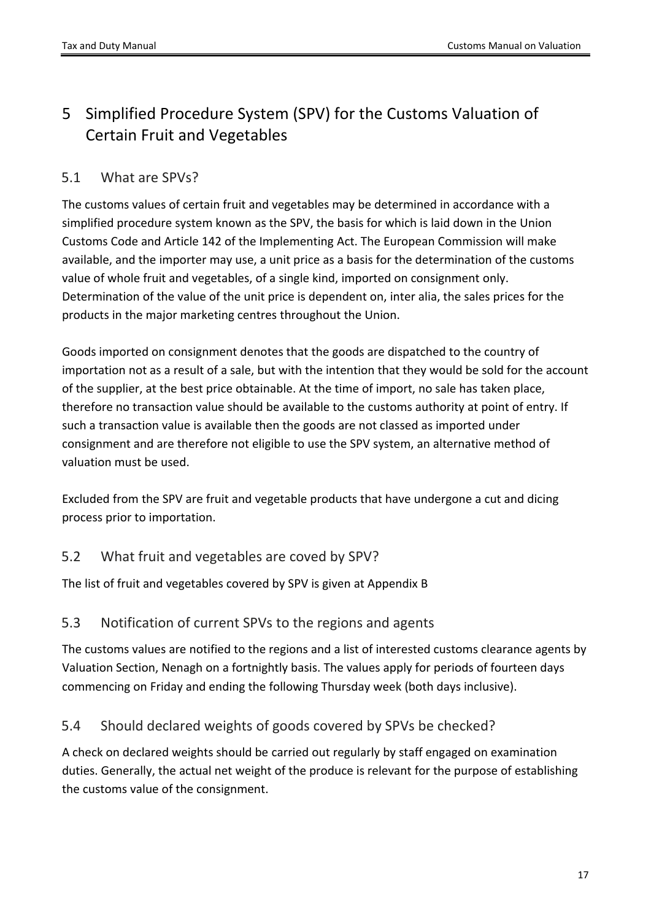# 5 Simplified Procedure System (SPV) for the Customs Valuation of Certain Fruit and Vegetables

## 5.1 What are SPVs?

The customs values of certain fruit and vegetables may be determined in accordance with a simplified procedure system known as the SPV, the basis for which is laid down in the Union Customs Code and Article 142 of the Implementing Act. The European Commission will make available, and the importer may use, a unit price as a basis for the determination of the customs value of whole fruit and vegetables, of a single kind, imported on consignment only. Determination of the value of the unit price is dependent on, inter alia, the sales prices for the products in the major marketing centres throughout the Union.

Goods imported on consignment denotes that the goods are dispatched to the country of importation not as a result of a sale, but with the intention that they would be sold for the account of the supplier, at the best price obtainable. At the time of import, no sale has taken place, therefore no transaction value should be available to the customs authority at point of entry. If such a transaction value is available then the goods are not classed as imported under consignment and are therefore not eligible to use the SPV system, an alternative method of valuation must be used.

Excluded from the SPV are fruit and vegetable products that have undergone a cut and dicing process prior to importation.

## 5.2 What fruit and vegetables are coved by SPV?

The list of fruit and vegetables covered by SPV is given at Appendix B

## 5.3 Notification of current SPVs to the regions and agents

The customs values are notified to the regions and a list of interested customs clearance agents by Valuation Section, Nenagh on a fortnightly basis. The values apply for periods of fourteen days commencing on Friday and ending the following Thursday week (both days inclusive).

## 5.4 Should declared weights of goods covered by SPVs be checked?

A check on declared weights should be carried out regularly by staff engaged on examination duties. Generally, the actual net weight of the produce is relevant for the purpose of establishing the customs value of the consignment.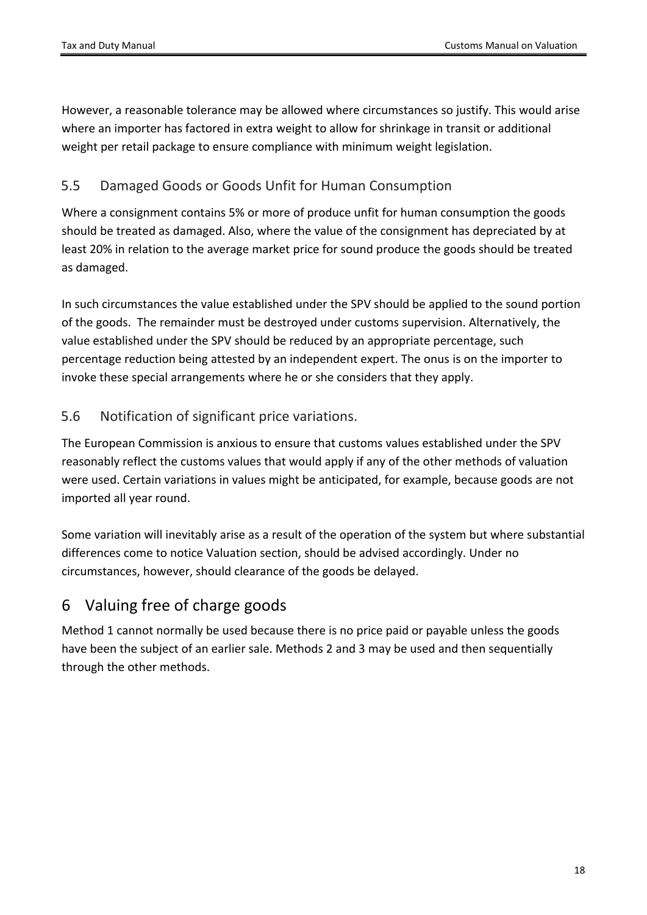However, a reasonable tolerance may be allowed where circumstances so justify. This would arise where an importer has factored in extra weight to allow for shrinkage in transit or additional weight per retail package to ensure compliance with minimum weight legislation.

### 5.5 Damaged Goods or Goods Unfit for Human Consumption

Where a consignment contains 5% or more of produce unfit for human consumption the goods should be treated as damaged. Also, where the value of the consignment has depreciated by at least 20% in relation to the average market price for sound produce the goods should be treated as damaged.

In such circumstances the value established under the SPV should be applied to the sound portion of the goods. The remainder must be destroyed under customs supervision. Alternatively, the value established under the SPV should be reduced by an appropriate percentage, such percentage reduction being attested by an independent expert. The onus is on the importer to invoke these special arrangements where he or she considers that they apply.

### 5.6 Notification of significant price variations.

The European Commission is anxious to ensure that customs values established under the SPV reasonably reflect the customs values that would apply if any of the other methods of valuation were used. Certain variations in values might be anticipated, for example, because goods are not imported all year round.

Some variation will inevitably arise as a result of the operation of the system but where substantial differences come to notice Valuation section, should be advised accordingly. Under no circumstances, however, should clearance of the goods be delayed.

## 6 Valuing free of charge goods

Method 1 cannot normally be used because there is no price paid or payable unless the goods have been the subject of an earlier sale. Methods 2 and 3 may be used and then sequentially through the other methods.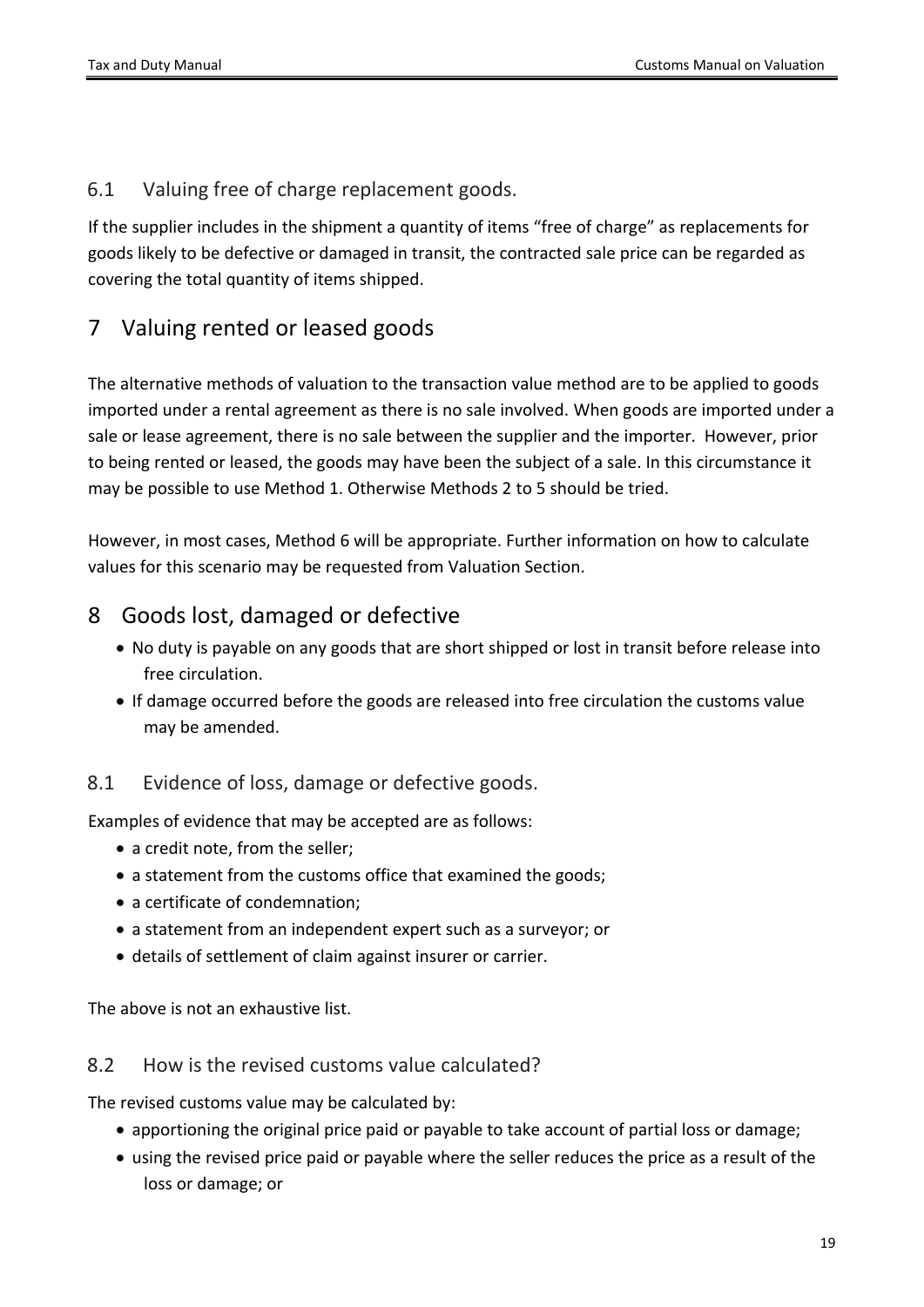### 6.1 Valuing free of charge replacement goods.

If the supplier includes in the shipment a quantity of items "free of charge" as replacements for goods likely to be defective or damaged in transit, the contracted sale price can be regarded as covering the total quantity of items shipped.

## 7 Valuing rented or leased goods

The alternative methods of valuation to the transaction value method are to be applied to goods imported under a rental agreement as there is no sale involved. When goods are imported under a sale or lease agreement, there is no sale between the supplier and the importer. However, prior to being rented or leased, the goods may have been the subject of a sale. In this circumstance it may be possible to use Method 1. Otherwise Methods 2 to 5 should be tried.

However, in most cases, Method 6 will be appropriate. Further information on how to calculate values for this scenario may be requested from Valuation Section.

## 8 Goods lost, damaged or defective

- No duty is payable on any goods that are short shipped or lost in transit before release into free circulation.
- If damage occurred before the goods are released into free circulation the customs value may be amended.

### 8.1 Evidence of loss, damage or defective goods.

Examples of evidence that may be accepted are as follows:

- a credit note, from the seller;
- a statement from the customs office that examined the goods;
- a certificate of condemnation;
- a statement from an independent expert such as a surveyor; or
- details of settlement of claim against insurer or carrier.

The above is not an exhaustive list.

### 8.2 How is the revised customs value calculated?

The revised customs value may be calculated by:

- apportioning the original price paid or payable to take account of partial loss or damage;
- using the revised price paid or payable where the seller reduces the price as a result of the loss or damage; or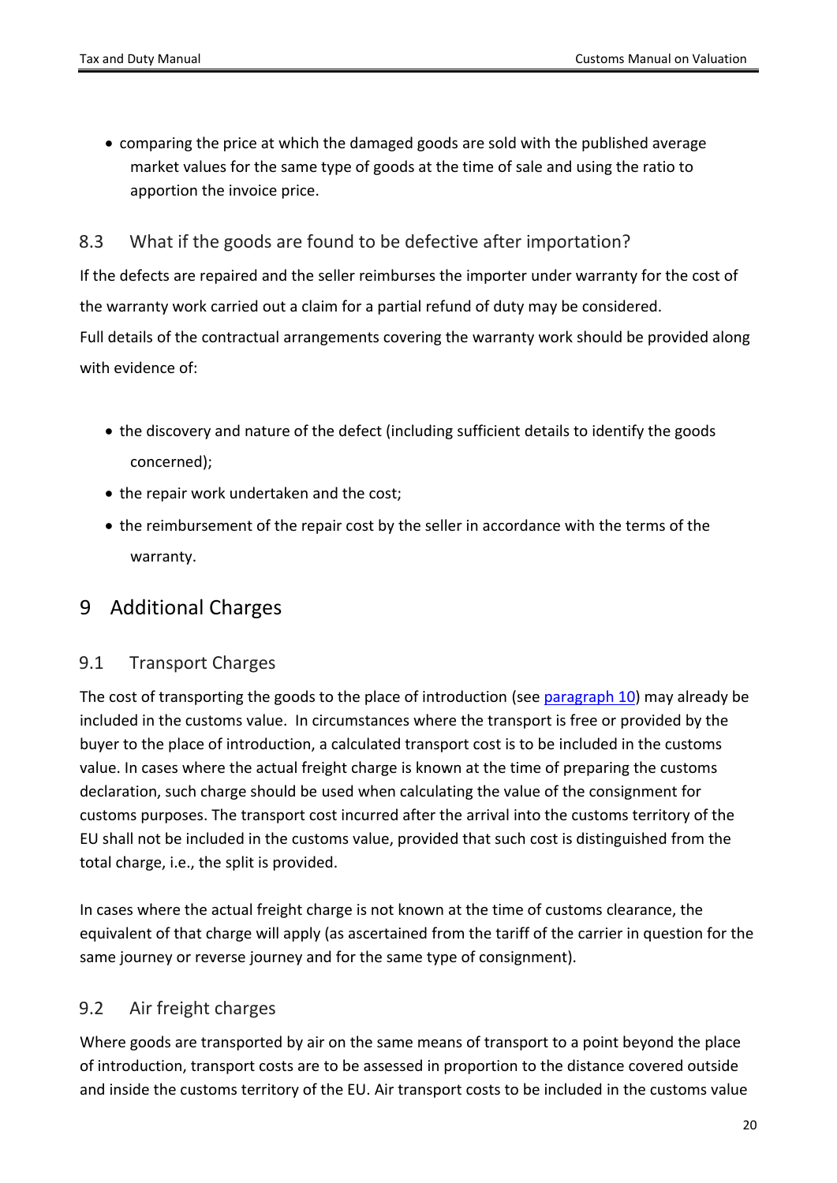- comparing the price at which the damaged goods are sold with the published average market values for the same type of goods at the time of sale and using the ratio to apportion the invoice price.

## 8.3 What if the goods are found to be defective after importation?

If the defects are repaired and the seller reimburses the importer under warranty for the cost of the warranty work carried out a claim for a partial refund of duty may be considered.

Full details of the contractual arrangements covering the warranty work should be provided along with evidence of:

- the discovery and nature of the defect (including sufficient details to identify the goods concerned);
- the repair work undertaken and the cost;
- the reimbursement of the repair cost by the seller in accordance with the terms of the warranty.

# 9 Additional Charges

## 9.1 Transport Charges

The cost of transporting the goods to the place of introduction (see paragraph 10) may already be included in the customs value. In circumstances where the transport is free or provided by the buyer to the place of introduction, a calculated transport cost is to be included in the customs value. In cases where the actual freight charge is known at the time of preparing the customs declaration, such charge should be used when calculating the value of the consignment for customs purposes. The transport cost incurred after the arrival into the customs territory of the EU shall not be included in the customs value, provided that such cost is distinguished from the total charge, i.e., the split is provided.

In cases where the actual freight charge is not known at the time of customs clearance, the equivalent of that charge will apply (as ascertained from the tariff of the carrier in question for the same journey or reverse journey and for the same type of consignment).

## 9.2 Air freight charges

Where goods are transported by air on the same means of transport to a point beyond the place of introduction, transport costs are to be assessed in proportion to the distance covered outside and inside the customs territory of the EU. Air transport costs to be included in the customs value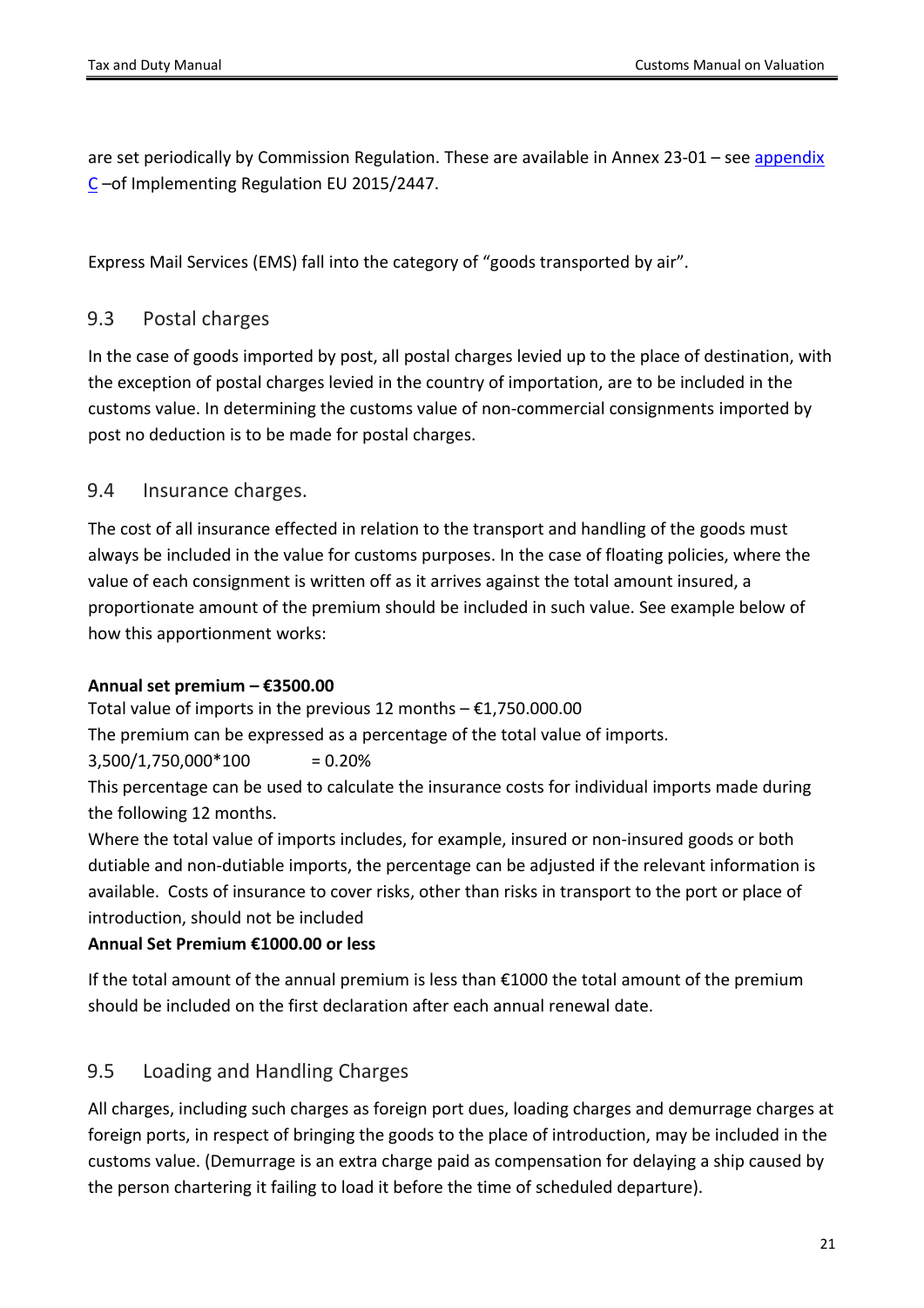are set periodically by Commission Regulation. These are available in Annex 23-01 – see [appendix C](#) –of Implementing Regulation EU 2015/2447.

Express Mail Services (EMS) fall into the category of “goods transported by air”.

## 9.3 Postal charges

In the case of goods imported by post, all postal charges levied up to the place of destination, with the exception of postal charges levied in the country of importation, are to be included in the customs value. In determining the customs value of non-commercial consignments imported by post no deduction is to be made for postal charges.

## 9.4 Insurance charges.

The cost of all insurance effected in relation to the transport and handling of the goods must always be included in the value for customs purposes. In the case of floating policies, where the value of each consignment is written off as it arrives against the total amount insured, a proportionate amount of the premium should be included in such value. See example below of how this apportionment works:

**Annual set premium – €3500.00**

Total value of imports in the previous 12 months – €1,750.000.00

The premium can be expressed as a percentage of the total value of imports.

3,500/1,750,000*100 = 0.20%

This percentage can be used to calculate the insurance costs for individual imports made during the following 12 months.

Where the total value of imports includes, for example, insured or non-insured goods or both dutiable and non-dutiable imports, the percentage can be adjusted if the relevant information is available. Costs of insurance to cover risks, other than risks in transport to the port or place of introduction, should not be included

**Annual Set Premium €1000.00 or less**

If the total amount of the annual premium is less than €1000 the total amount of the premium should be included on the first declaration after each annual renewal date.

## 9.5 Loading and Handling Charges

All charges, including such charges as foreign port dues, loading charges and demurrage charges at foreign ports, in respect of bringing the goods to the place of introduction, may be included in the customs value. (Demurrage is an extra charge paid as compensation for delaying a ship caused by the person chartering it failing to load it before the time of scheduled departure).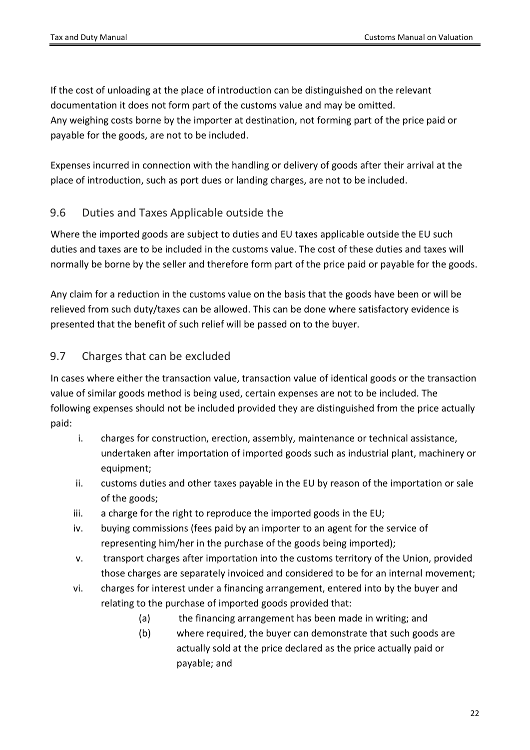If the cost of unloading at the place of introduction can be distinguished on the relevant documentation it does not form part of the customs value and may be omitted.
Any weighing costs borne by the importer at destination, not forming part of the price paid or payable for the goods, are not to be included.

Expenses incurred in connection with the handling or delivery of goods after their arrival at the place of introduction, such as port dues or landing charges, are not to be included.

## 9.6 Duties and Taxes Applicable outside the

Where the imported goods are subject to duties and EU taxes applicable outside the EU such duties and taxes are to be included in the customs value. The cost of these duties and taxes will normally be borne by the seller and therefore form part of the price paid or payable for the goods.

Any claim for a reduction in the customs value on the basis that the goods have been or will be relieved from such duty/taxes can be allowed. This can be done where satisfactory evidence is presented that the benefit of such relief will be passed on to the buyer.

## 9.7 Charges that can be excluded

In cases where either the transaction value, transaction value of identical goods or the transaction value of similar goods method is being used, certain expenses are not to be included. The following expenses should not be included provided they are distinguished from the price actually paid:

i. charges for construction, erection, assembly, maintenance or technical assistance, undertaken after importation of imported goods such as industrial plant, machinery or equipment;
ii. customs duties and other taxes payable in the EU by reason of the importation or sale of the goods;
iii. a charge for the right to reproduce the imported goods in the EU;
iv. buying commissions (fees paid by an importer to an agent for the service of representing him/her in the purchase of the goods being imported);
v. transport charges after importation into the customs territory of the Union, provided those charges are separately invoiced and considered to be for an internal movement;
vi. charges for interest under a financing arrangement, entered into by the buyer and relating to the purchase of imported goods provided that:
    (a) the financing arrangement has been made in writing; and
    (b) where required, the buyer can demonstrate that such goods are actually sold at the price declared as the price actually paid or payable; and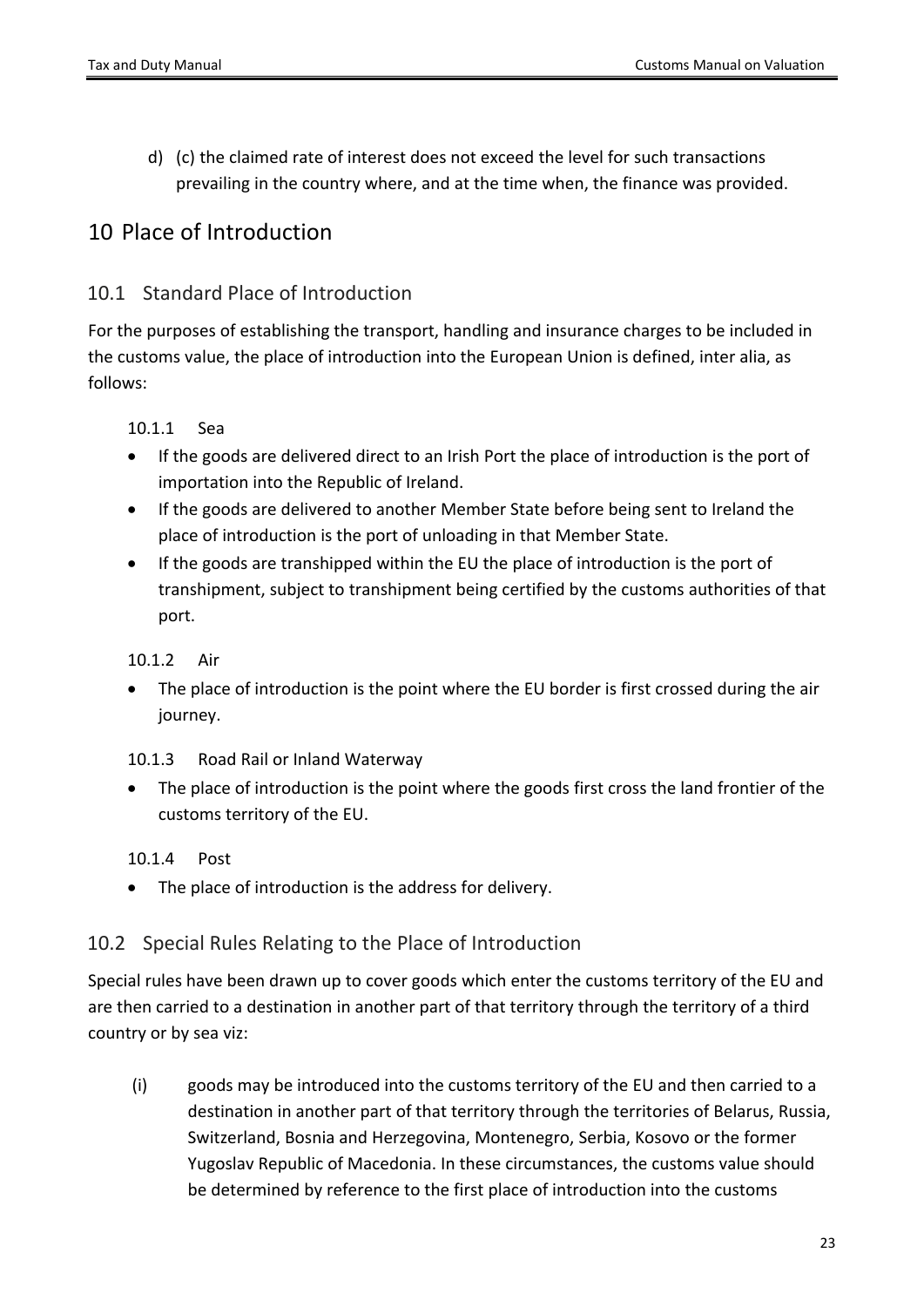d) (c) the claimed rate of interest does not exceed the level for such transactions prevailing in the country where, and at the time when, the finance was provided.

# 10 Place of Introduction

## 10.1 Standard Place of Introduction

For the purposes of establishing the transport, handling and insurance charges to be included in the customs value, the place of introduction into the European Union is defined, inter alia, as follows:

### 10.1.1 Sea

- If the goods are delivered direct to an Irish Port the place of introduction is the port of importation into the Republic of Ireland.
- If the goods are delivered to another Member State before being sent to Ireland the place of introduction is the port of unloading in that Member State.
- If the goods are transhipped within the EU the place of introduction is the port of transhipment, subject to transhipment being certified by the customs authorities of that port.

### 10.1.2 Air

- The place of introduction is the point where the EU border is first crossed during the air journey.

### 10.1.3 Road Rail or Inland Waterway

- The place of introduction is the point where the goods first cross the land frontier of the customs territory of the EU.

### 10.1.4 Post

- The place of introduction is the address for delivery.

## 10.2 Special Rules Relating to the Place of Introduction

Special rules have been drawn up to cover goods which enter the customs territory of the EU and are then carried to a destination in another part of that territory through the territory of a third country or by sea viz:

(i) goods may be introduced into the customs territory of the EU and then carried to a destination in another part of that territory through the territories of Belarus, Russia, Switzerland, Bosnia and Herzegovina, Montenegro, Serbia, Kosovo or the former Yugoslav Republic of Macedonia. In these circumstances, the customs value should be determined by reference to the first place of introduction into the customs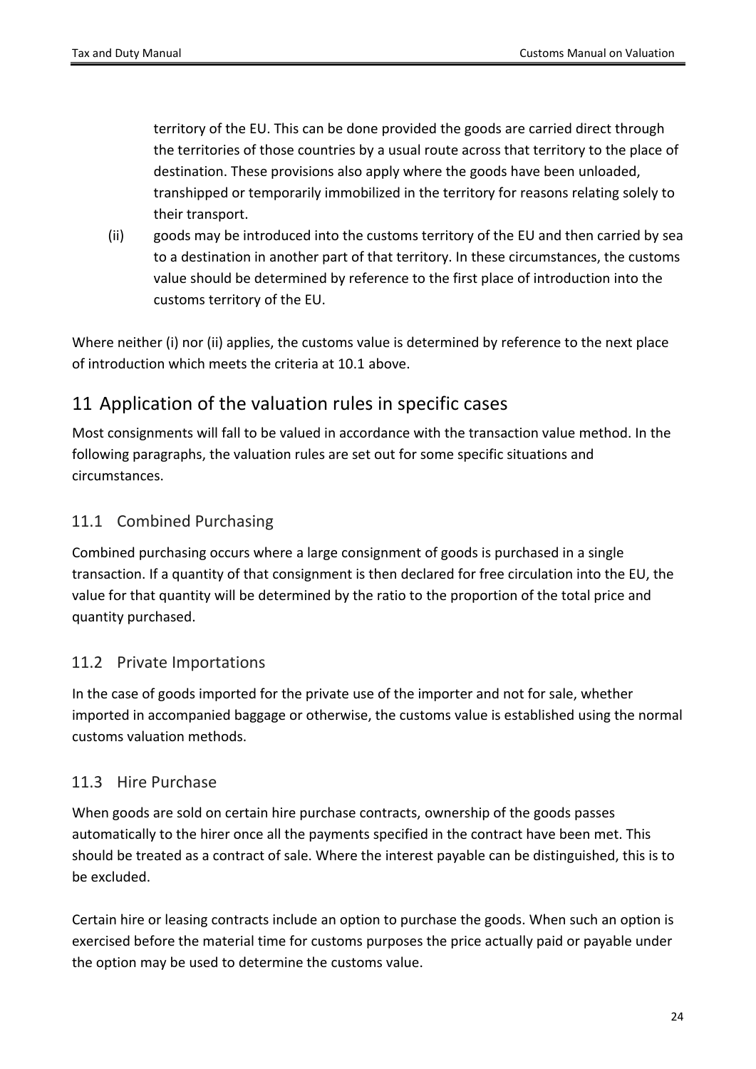territory of the EU. This can be done provided the goods are carried direct through the territories of those countries by a usual route across that territory to the place of destination. These provisions also apply where the goods have been unloaded, transhipped or temporarily immobilized in the territory for reasons relating solely to their transport.

(ii) goods may be introduced into the customs territory of the EU and then carried by sea to a destination in another part of that territory. In these circumstances, the customs value should be determined by reference to the first place of introduction into the customs territory of the EU.

Where neither (i) nor (ii) applies, the customs value is determined by reference to the next place of introduction which meets the criteria at 10.1 above.

## 11 Application of the valuation rules in specific cases

Most consignments will fall to be valued in accordance with the transaction value method. In the following paragraphs, the valuation rules are set out for some specific situations and circumstances.

### 11.1 Combined Purchasing

Combined purchasing occurs where a large consignment of goods is purchased in a single transaction. If a quantity of that consignment is then declared for free circulation into the EU, the value for that quantity will be determined by the ratio to the proportion of the total price and quantity purchased.

### 11.2 Private Importations

In the case of goods imported for the private use of the importer and not for sale, whether imported in accompanied baggage or otherwise, the customs value is established using the normal customs valuation methods.

### 11.3 Hire Purchase

When goods are sold on certain hire purchase contracts, ownership of the goods passes automatically to the hirer once all the payments specified in the contract have been met. This should be treated as a contract of sale. Where the interest payable can be distinguished, this is to be excluded.

Certain hire or leasing contracts include an option to purchase the goods. When such an option is exercised before the material time for customs purposes the price actually paid or payable under the option may be used to determine the customs value.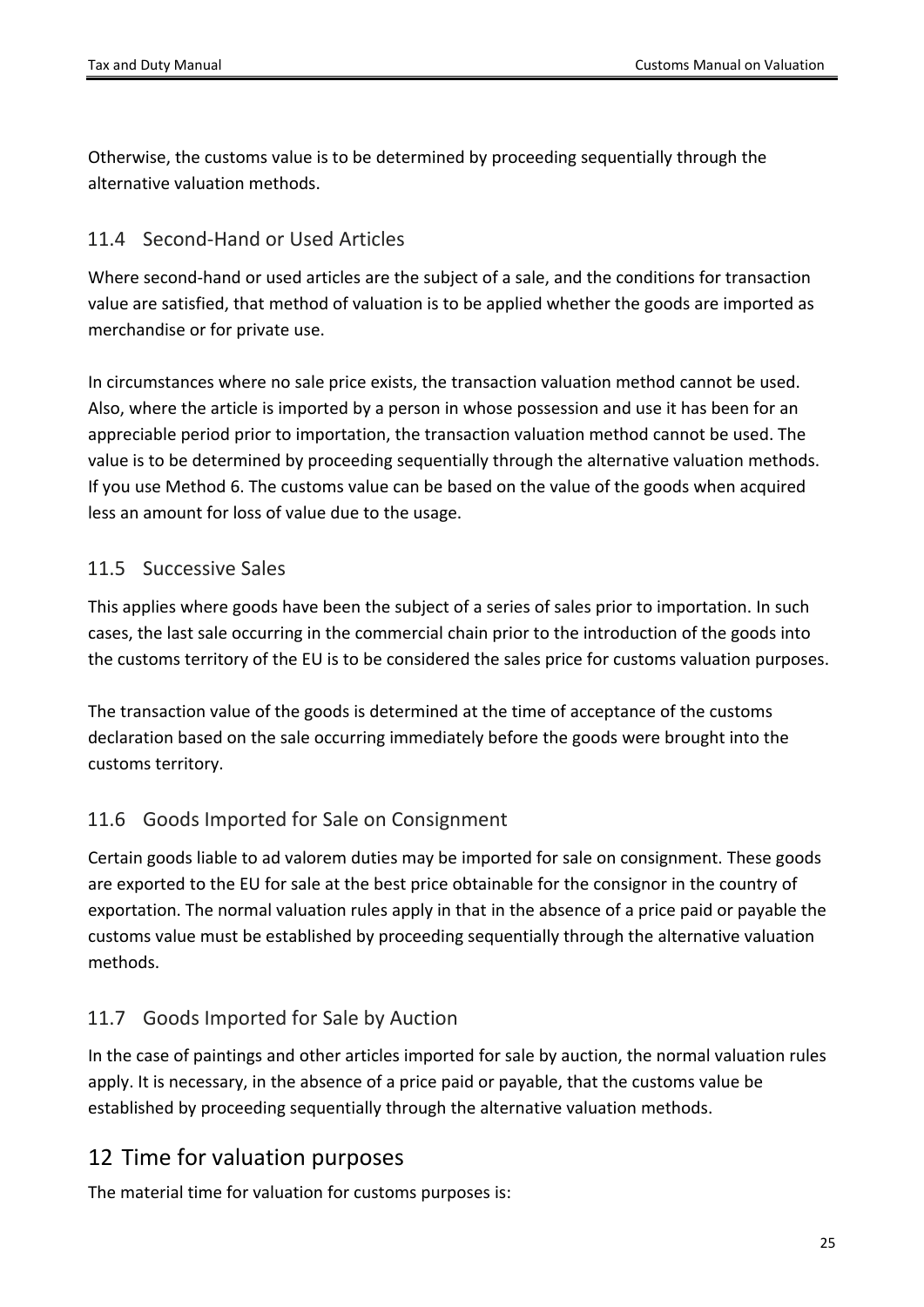Otherwise, the customs value is to be determined by proceeding sequentially through the alternative valuation methods.

### 11.4 Second-Hand or Used Articles

Where second-hand or used articles are the subject of a sale, and the conditions for transaction value are satisfied, that method of valuation is to be applied whether the goods are imported as merchandise or for private use.

In circumstances where no sale price exists, the transaction valuation method cannot be used. Also, where the article is imported by a person in whose possession and use it has been for an appreciable period prior to importation, the transaction valuation method cannot be used. The value is to be determined by proceeding sequentially through the alternative valuation methods. If you use Method 6. The customs value can be based on the value of the goods when acquired less an amount for loss of value due to the usage.

### 11.5 Successive Sales

This applies where goods have been the subject of a series of sales prior to importation. In such cases, the last sale occurring in the commercial chain prior to the introduction of the goods into the customs territory of the EU is to be considered the sales price for customs valuation purposes.

The transaction value of the goods is determined at the time of acceptance of the customs declaration based on the sale occurring immediately before the goods were brought into the customs territory.

### 11.6 Goods Imported for Sale on Consignment

Certain goods liable to ad valorem duties may be imported for sale on consignment. These goods are exported to the EU for sale at the best price obtainable for the consignor in the country of exportation. The normal valuation rules apply in that in the absence of a price paid or payable the customs value must be established by proceeding sequentially through the alternative valuation methods.

### 11.7 Goods Imported for Sale by Auction

In the case of paintings and other articles imported for sale by auction, the normal valuation rules apply. It is necessary, in the absence of a price paid or payable, that the customs value be established by proceeding sequentially through the alternative valuation methods.

## 12 Time for valuation purposes

The material time for valuation for customs purposes is: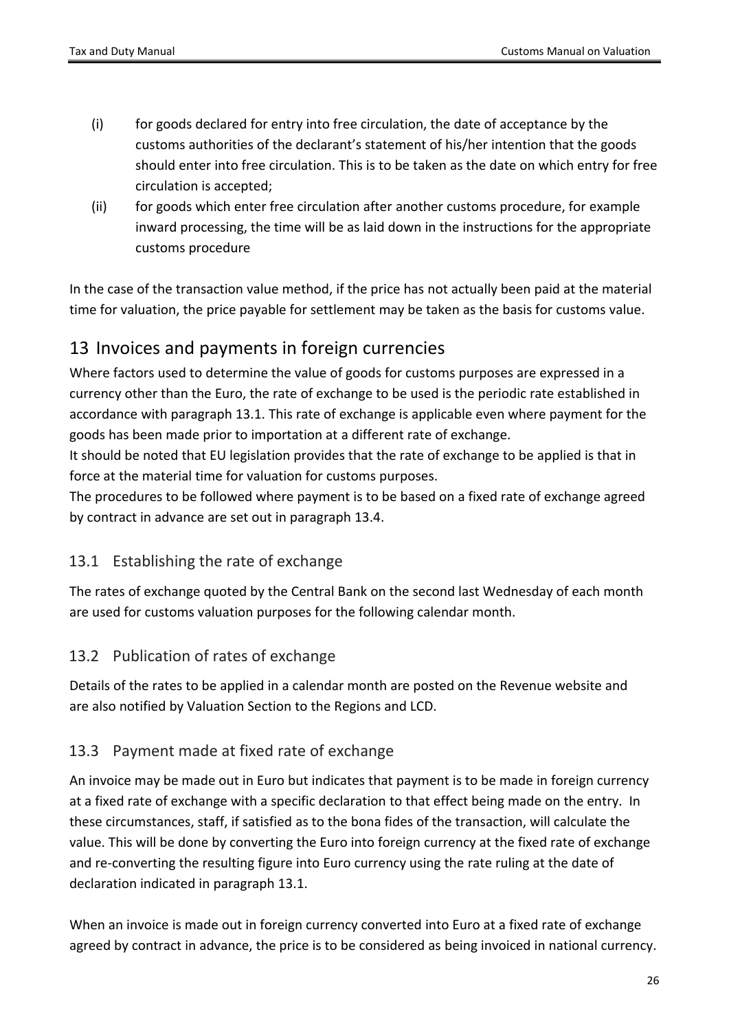(i) for goods declared for entry into free circulation, the date of acceptance by the customs authorities of the declarant's statement of his/her intention that the goods should enter into free circulation. This is to be taken as the date on which entry for free circulation is accepted;

(ii) for goods which enter free circulation after another customs procedure, for example inward processing, the time will be as laid down in the instructions for the appropriate customs procedure

In the case of the transaction value method, if the price has not actually been paid at the material time for valuation, the price payable for settlement may be taken as the basis for customs value.

# 13 Invoices and payments in foreign currencies

Where factors used to determine the value of goods for customs purposes are expressed in a currency other than the Euro, the rate of exchange to be used is the periodic rate established in accordance with paragraph 13.1. This rate of exchange is applicable even where payment for the goods has been made prior to importation at a different rate of exchange.

It should be noted that EU legislation provides that the rate of exchange to be applied is that in force at the material time for valuation for customs purposes.

The procedures to be followed where payment is to be based on a fixed rate of exchange agreed by contract in advance are set out in paragraph 13.4.

## 13.1 Establishing the rate of exchange

The rates of exchange quoted by the Central Bank on the second last Wednesday of each month are used for customs valuation purposes for the following calendar month.

## 13.2 Publication of rates of exchange

Details of the rates to be applied in a calendar month are posted on the Revenue website and are also notified by Valuation Section to the Regions and LCD.

## 13.3 Payment made at fixed rate of exchange

An invoice may be made out in Euro but indicates that payment is to be made in foreign currency at a fixed rate of exchange with a specific declaration to that effect being made on the entry. In these circumstances, staff, if satisfied as to the bona fides of the transaction, will calculate the value. This will be done by converting the Euro into foreign currency at the fixed rate of exchange and re-converting the resulting figure into Euro currency using the rate ruling at the date of declaration indicated in paragraph 13.1.

When an invoice is made out in foreign currency converted into Euro at a fixed rate of exchange agreed by contract in advance, the price is to be considered as being invoiced in national currency.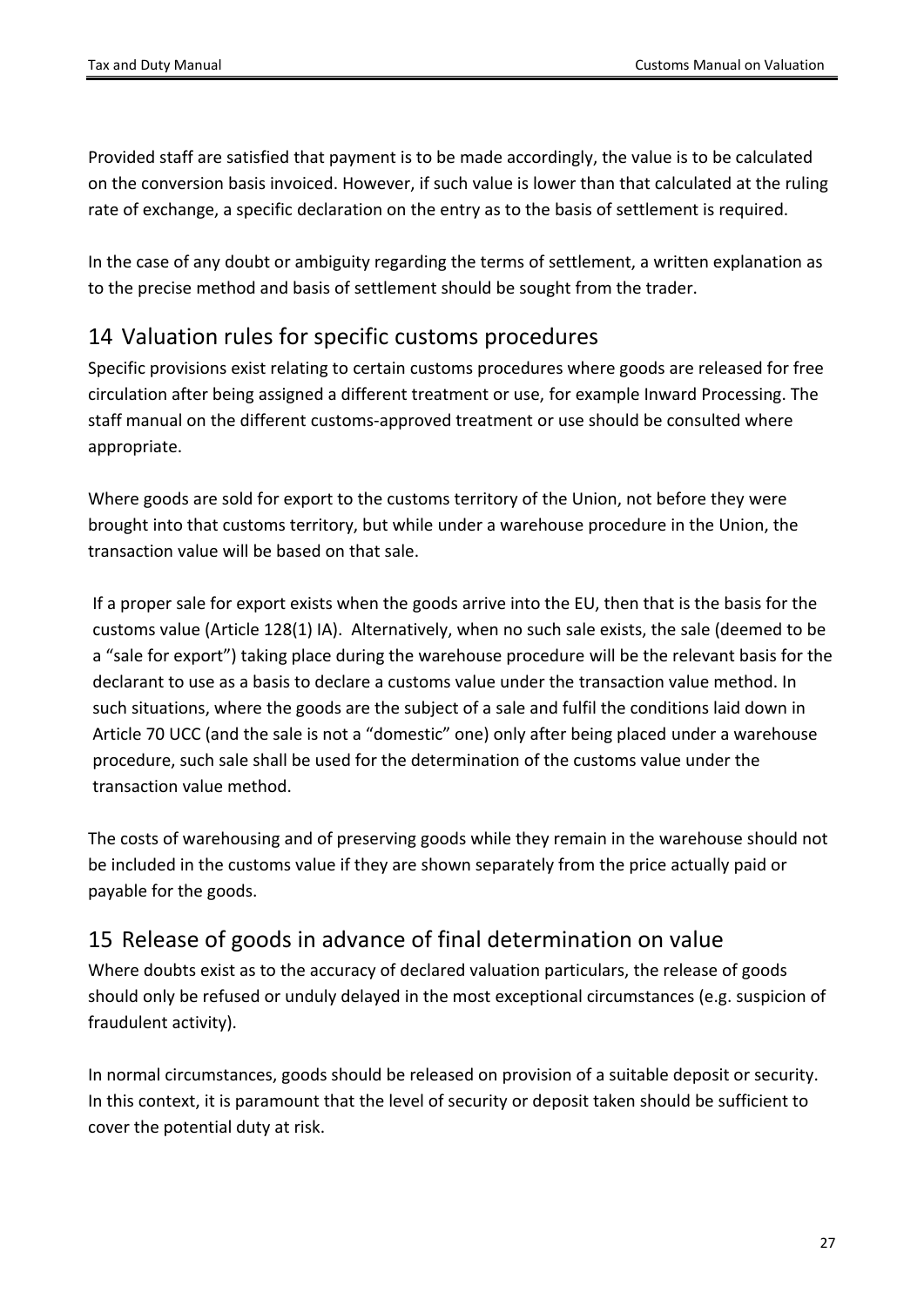Provided staff are satisfied that payment is to be made accordingly, the value is to be calculated on the conversion basis invoiced. However, if such value is lower than that calculated at the ruling rate of exchange, a specific declaration on the entry as to the basis of settlement is required.

In the case of any doubt or ambiguity regarding the terms of settlement, a written explanation as to the precise method and basis of settlement should be sought from the trader.

## 14 Valuation rules for specific customs procedures

Specific provisions exist relating to certain customs procedures where goods are released for free circulation after being assigned a different treatment or use, for example Inward Processing. The staff manual on the different customs-approved treatment or use should be consulted where appropriate.

Where goods are sold for export to the customs territory of the Union, not before they were brought into that customs territory, but while under a warehouse procedure in the Union, the transaction value will be based on that sale.

If a proper sale for export exists when the goods arrive into the EU, then that is the basis for the customs value (Article 128(1) IA). Alternatively, when no such sale exists, the sale (deemed to be a "sale for export") taking place during the warehouse procedure will be the relevant basis for the declarant to use as a basis to declare a customs value under the transaction value method. In such situations, where the goods are the subject of a sale and fulfil the conditions laid down in Article 70 UCC (and the sale is not a "domestic" one) only after being placed under a warehouse procedure, such sale shall be used for the determination of the customs value under the transaction value method.

The costs of warehousing and of preserving goods while they remain in the warehouse should not be included in the customs value if they are shown separately from the price actually paid or payable for the goods.

## 15 Release of goods in advance of final determination on value

Where doubts exist as to the accuracy of declared valuation particulars, the release of goods should only be refused or unduly delayed in the most exceptional circumstances (e.g. suspicion of fraudulent activity).

In normal circumstances, goods should be released on provision of a suitable deposit or security. In this context, it is paramount that the level of security or deposit taken should be sufficient to cover the potential duty at risk.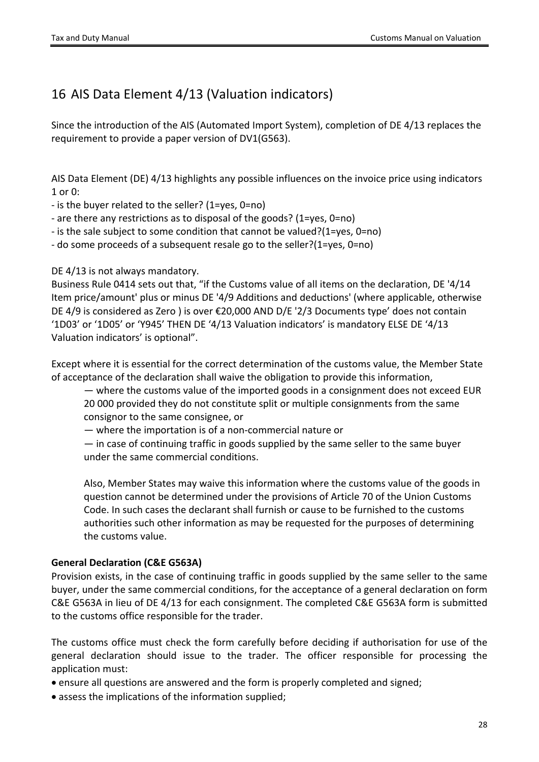# 16 AIS Data Element 4/13 (Valuation indicators)

Since the introduction of the AIS (Automated Import System), completion of DE 4/13 replaces the requirement to provide a paper version of DV1(G563).

AIS Data Element (DE) 4/13 highlights any possible influences on the invoice price using indicators 1 or 0:

- is the buyer related to the seller? (1=yes, 0=no)
- are there any restrictions as to disposal of the goods? (1=yes, 0=no)
- is the sale subject to some condition that cannot be valued?(1=yes, 0=no)
- do some proceeds of a subsequent resale go to the seller?(1=yes, 0=no)

DE 4/13 is not always mandatory.
Business Rule 0414 sets out that, "if the Customs value of all items on the declaration, DE '4/14 Item price/amount' plus or minus DE '4/9 Additions and deductions' (where applicable, otherwise DE 4/9 is considered as Zero ) is over €20,000 AND D/E '2/3 Documents type' does not contain '1D03' or '1D05' or 'Y945' THEN DE '4/13 Valuation indicators' is mandatory ELSE DE '4/13 Valuation indicators' is optional".

Except where it is essential for the correct determination of the customs value, the Member State of acceptance of the declaration shall waive the obligation to provide this information,

> — where the customs value of the imported goods in a consignment does not exceed EUR 20 000 provided they do not constitute split or multiple consignments from the same consignor to the same consignee, or
> — where the importation is of a non-commercial nature or
> — in case of continuing traffic in goods supplied by the same seller to the same buyer under the same commercial conditions.
>
> Also, Member States may waive this information where the customs value of the goods in question cannot be determined under the provisions of Article 70 of the Union Customs Code. In such cases the declarant shall furnish or cause to be furnished to the customs authorities such other information as may be requested for the purposes of determining the customs value.

**General Declaration (C&E G563A)**

Provision exists, in the case of continuing traffic in goods supplied by the same seller to the same buyer, under the same commercial conditions, for the acceptance of a general declaration on form C&E G563A in lieu of DE 4/13 for each consignment. The completed C&E G563A form is submitted to the customs office responsible for the trader.

The customs office must check the form carefully before deciding if authorisation for use of the general declaration should issue to the trader. The officer responsible for processing the application must:

- ensure all questions are answered and the form is properly completed and signed;
- assess the implications of the information supplied;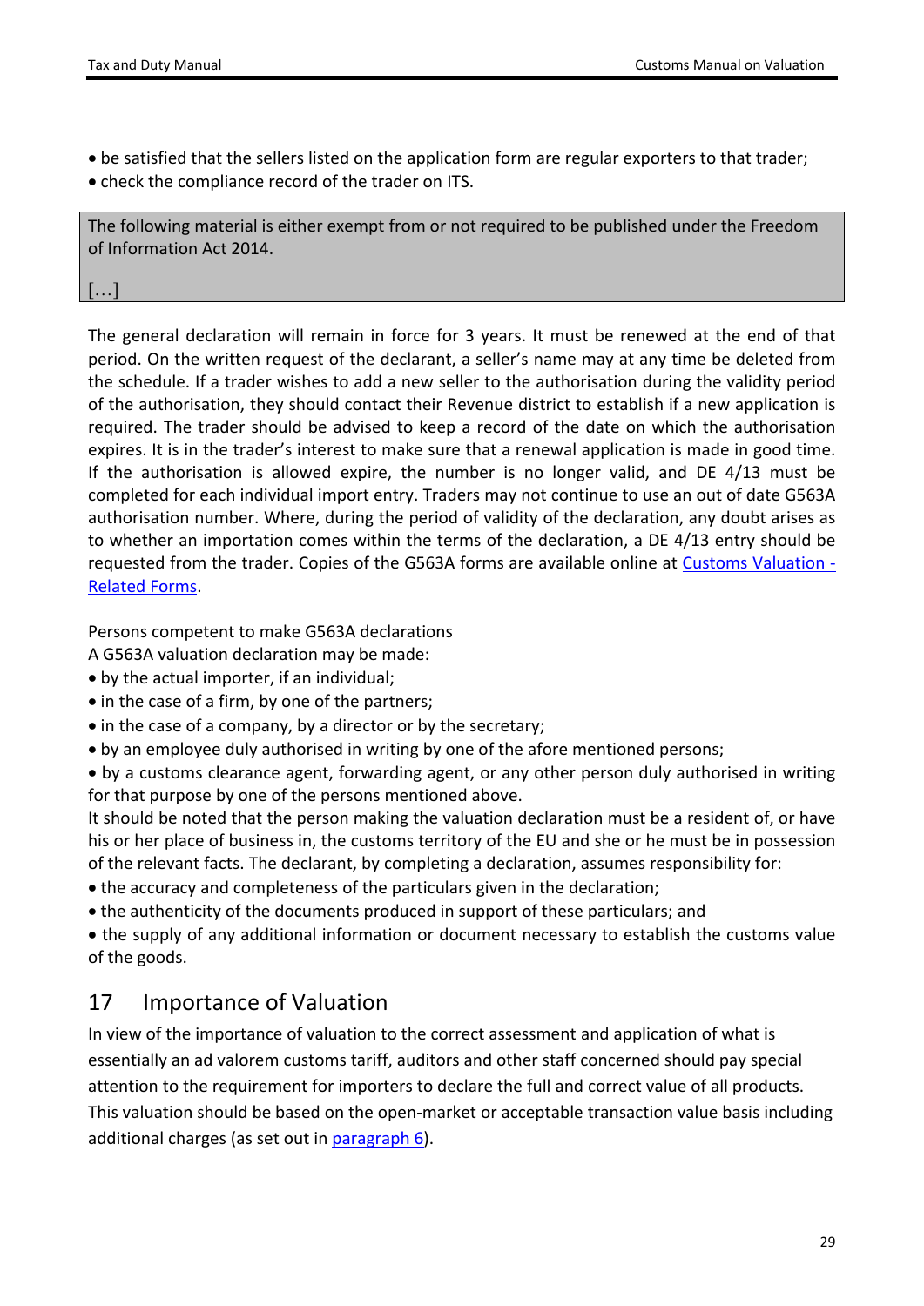- be satisfied that the sellers listed on the application form are regular exporters to that trader;
- check the compliance record of the trader on ITS.

> The following material is either exempt from or not required to be published under the Freedom of Information Act 2014.
>
> […]

The general declaration will remain in force for 3 years. It must be renewed at the end of that period. On the written request of the declarant, a seller's name may at any time be deleted from the schedule. If a trader wishes to add a new seller to the authorisation during the validity period of the authorisation, they should contact their Revenue district to establish if a new application is required. The trader should be advised to keep a record of the date on which the authorisation expires. It is in the trader's interest to make sure that a renewal application is made in good time. If the authorisation is allowed expire, the number is no longer valid, and DE 4/13 must be completed for each individual import entry. Traders may not continue to use an out of date G563A authorisation number. Where, during the period of validity of the declaration, any doubt arises as to whether an importation comes within the terms of the declaration, a DE 4/13 entry should be requested from the trader. Copies of the G563A forms are available online at [Customs Valuation - Related Forms](Customs Valuation - Related Forms).

Persons competent to make G563A declarations

A G563A valuation declaration may be made:

- by the actual importer, if an individual;
- in the case of a firm, by one of the partners;
- in the case of a company, by a director or by the secretary;
- by an employee duly authorised in writing by one of the afore mentioned persons;
- by a customs clearance agent, forwarding agent, or any other person duly authorised in writing for that purpose by one of the persons mentioned above.

It should be noted that the person making the valuation declaration must be a resident of, or have his or her place of business in, the customs territory of the EU and she or he must be in possession of the relevant facts. The declarant, by completing a declaration, assumes responsibility for:

- the accuracy and completeness of the particulars given in the declaration;
- the authenticity of the documents produced in support of these particulars; and
- the supply of any additional information or document necessary to establish the customs value of the goods.

## 17 Importance of Valuation

In view of the importance of valuation to the correct assessment and application of what is essentially an ad valorem customs tariff, auditors and other staff concerned should pay special attention to the requirement for importers to declare the full and correct value of all products. This valuation should be based on the open-market or acceptable transaction value basis including additional charges (as set out in [paragraph 6](paragraph 6)).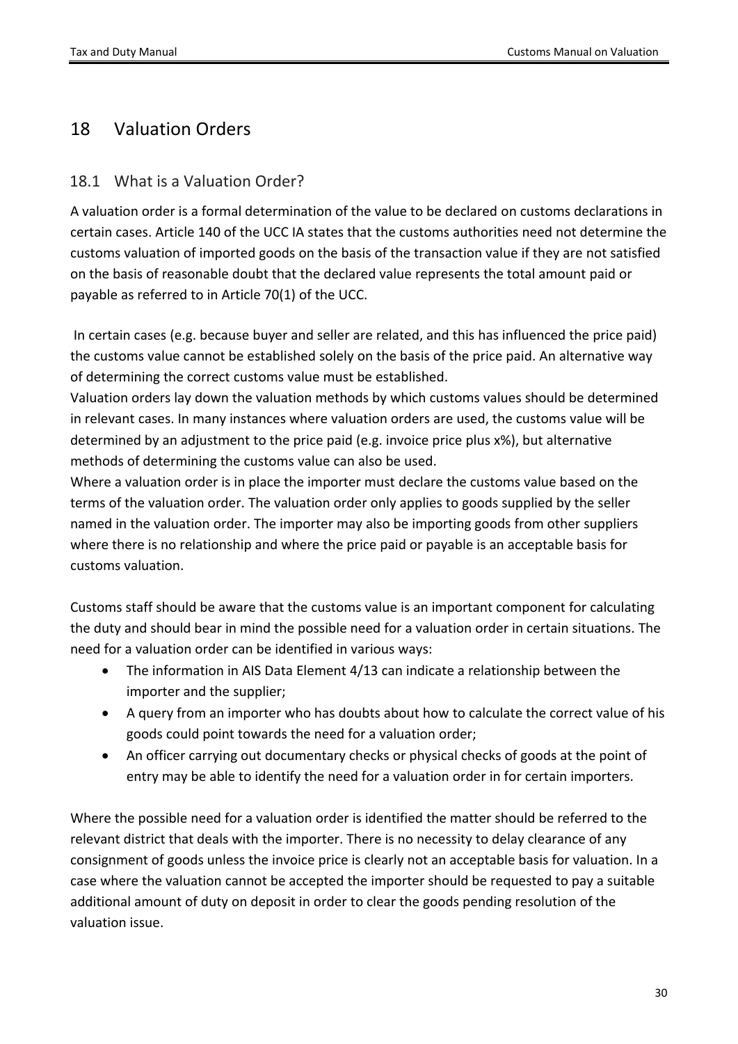# 18 Valuation Orders

## 18.1 What is a Valuation Order?

A valuation order is a formal determination of the value to be declared on customs declarations in certain cases. Article 140 of the UCC IA states that the customs authorities need not determine the customs valuation of imported goods on the basis of the transaction value if they are not satisfied on the basis of reasonable doubt that the declared value represents the total amount paid or payable as referred to in Article 70(1) of the UCC.

In certain cases (e.g. because buyer and seller are related, and this has influenced the price paid) the customs value cannot be established solely on the basis of the price paid. An alternative way of determining the correct customs value must be established.

Valuation orders lay down the valuation methods by which customs values should be determined in relevant cases. In many instances where valuation orders are used, the customs value will be determined by an adjustment to the price paid (e.g. invoice price plus x%), but alternative methods of determining the customs value can also be used.

Where a valuation order is in place the importer must declare the customs value based on the terms of the valuation order. The valuation order only applies to goods supplied by the seller named in the valuation order. The importer may also be importing goods from other suppliers where there is no relationship and where the price paid or payable is an acceptable basis for customs valuation.

Customs staff should be aware that the customs value is an important component for calculating the duty and should bear in mind the possible need for a valuation order in certain situations. The need for a valuation order can be identified in various ways:

- The information in AIS Data Element 4/13 can indicate a relationship between the importer and the supplier;
- A query from an importer who has doubts about how to calculate the correct value of his goods could point towards the need for a valuation order;
- An officer carrying out documentary checks or physical checks of goods at the point of entry may be able to identify the need for a valuation order in for certain importers.

Where the possible need for a valuation order is identified the matter should be referred to the relevant district that deals with the importer. There is no necessity to delay clearance of any consignment of goods unless the invoice price is clearly not an acceptable basis for valuation. In a case where the valuation cannot be accepted the importer should be requested to pay a suitable additional amount of duty on deposit in order to clear the goods pending resolution of the valuation issue.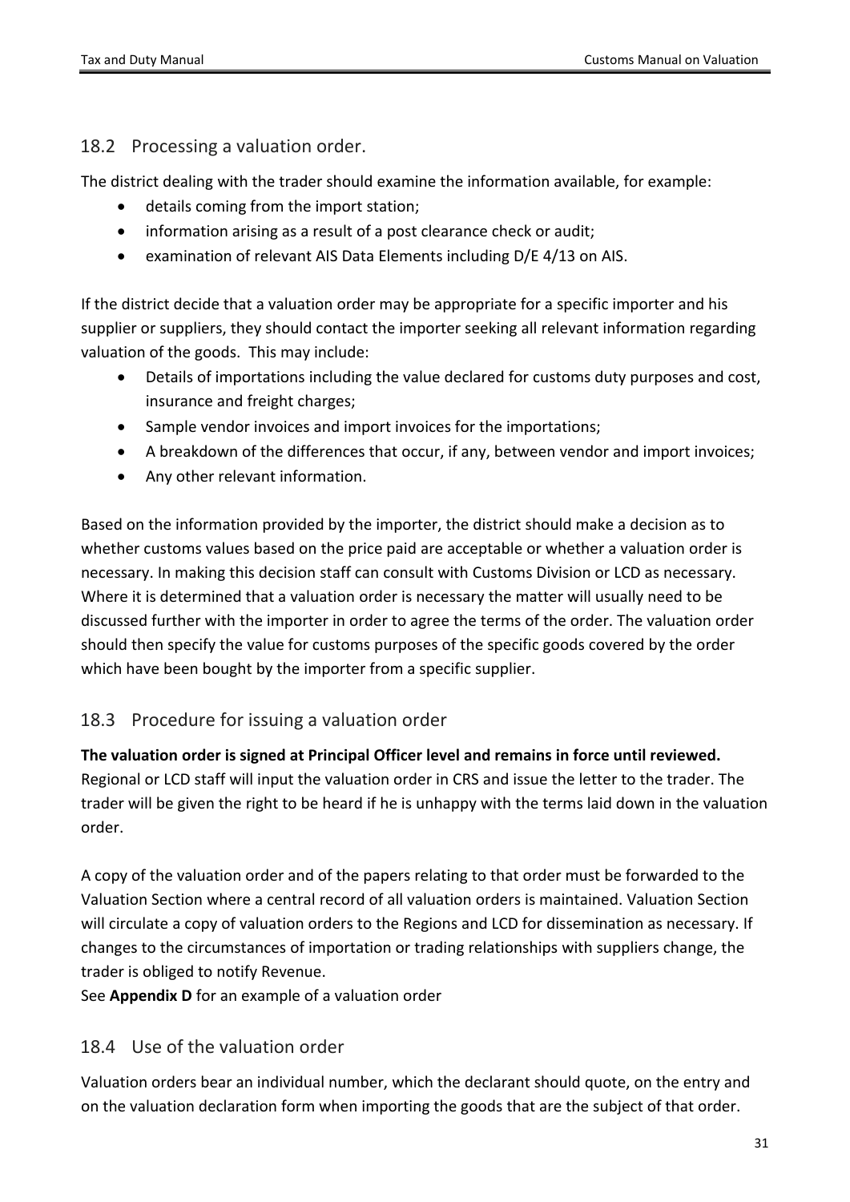## 18.2 Processing a valuation order.

The district dealing with the trader should examine the information available, for example:

- details coming from the import station;
- information arising as a result of a post clearance check or audit;
- examination of relevant AIS Data Elements including D/E 4/13 on AIS.

If the district decide that a valuation order may be appropriate for a specific importer and his supplier or suppliers, they should contact the importer seeking all relevant information regarding valuation of the goods. This may include:

- Details of importations including the value declared for customs duty purposes and cost, insurance and freight charges;
- Sample vendor invoices and import invoices for the importations;
- A breakdown of the differences that occur, if any, between vendor and import invoices;
- Any other relevant information.

Based on the information provided by the importer, the district should make a decision as to whether customs values based on the price paid are acceptable or whether a valuation order is necessary. In making this decision staff can consult with Customs Division or LCD as necessary. Where it is determined that a valuation order is necessary the matter will usually need to be discussed further with the importer in order to agree the terms of the order. The valuation order should then specify the value for customs purposes of the specific goods covered by the order which have been bought by the importer from a specific supplier.

## 18.3 Procedure for issuing a valuation order

**The valuation order is signed at Principal Officer level and remains in force until reviewed.** Regional or LCD staff will input the valuation order in CRS and issue the letter to the trader. The trader will be given the right to be heard if he is unhappy with the terms laid down in the valuation order.

A copy of the valuation order and of the papers relating to that order must be forwarded to the Valuation Section where a central record of all valuation orders is maintained. Valuation Section will circulate a copy of valuation orders to the Regions and LCD for dissemination as necessary. If changes to the circumstances of importation or trading relationships with suppliers change, the trader is obliged to notify Revenue.

See **Appendix D** for an example of a valuation order

## 18.4 Use of the valuation order

Valuation orders bear an individual number, which the declarant should quote, on the entry and on the valuation declaration form when importing the goods that are the subject of that order.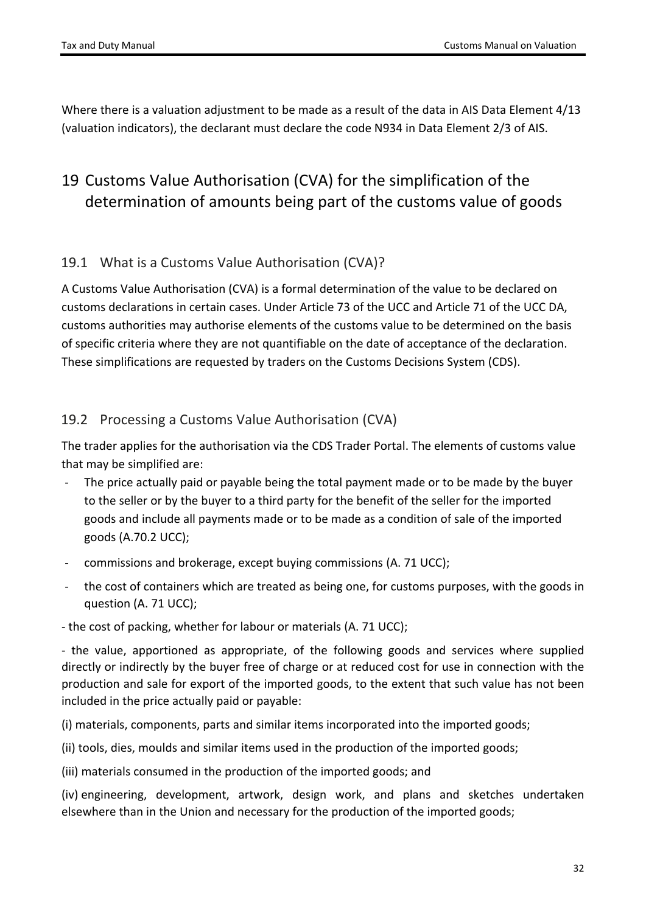Where there is a valuation adjustment to be made as a result of the data in AIS Data Element 4/13 (valuation indicators), the declarant must declare the code N934 in Data Element 2/3 of AIS.

# 19 Customs Value Authorisation (CVA) for the simplification of the determination of amounts being part of the customs value of goods

## 19.1 What is a Customs Value Authorisation (CVA)?

A Customs Value Authorisation (CVA) is a formal determination of the value to be declared on customs declarations in certain cases. Under Article 73 of the UCC and Article 71 of the UCC DA, customs authorities may authorise elements of the customs value to be determined on the basis of specific criteria where they are not quantifiable on the date of acceptance of the declaration. These simplifications are requested by traders on the Customs Decisions System (CDS).

## 19.2 Processing a Customs Value Authorisation (CVA)

The trader applies for the authorisation via the CDS Trader Portal. The elements of customs value that may be simplified are:

- The price actually paid or payable being the total payment made or to be made by the buyer to the seller or by the buyer to a third party for the benefit of the seller for the imported goods and include all payments made or to be made as a condition of sale of the imported goods (A.70.2 UCC);
- commissions and brokerage, except buying commissions (A. 71 UCC);
- the cost of containers which are treated as being one, for customs purposes, with the goods in question (A. 71 UCC);

- the cost of packing, whether for labour or materials (A. 71 UCC);

- the value, apportioned as appropriate, of the following goods and services where supplied directly or indirectly by the buyer free of charge or at reduced cost for use in connection with the production and sale for export of the imported goods, to the extent that such value has not been included in the price actually paid or payable:

(i) materials, components, parts and similar items incorporated into the imported goods;

(ii) tools, dies, moulds and similar items used in the production of the imported goods;

(iii) materials consumed in the production of the imported goods; and

(iv) engineering, development, artwork, design work, and plans and sketches undertaken elsewhere than in the Union and necessary for the production of the imported goods;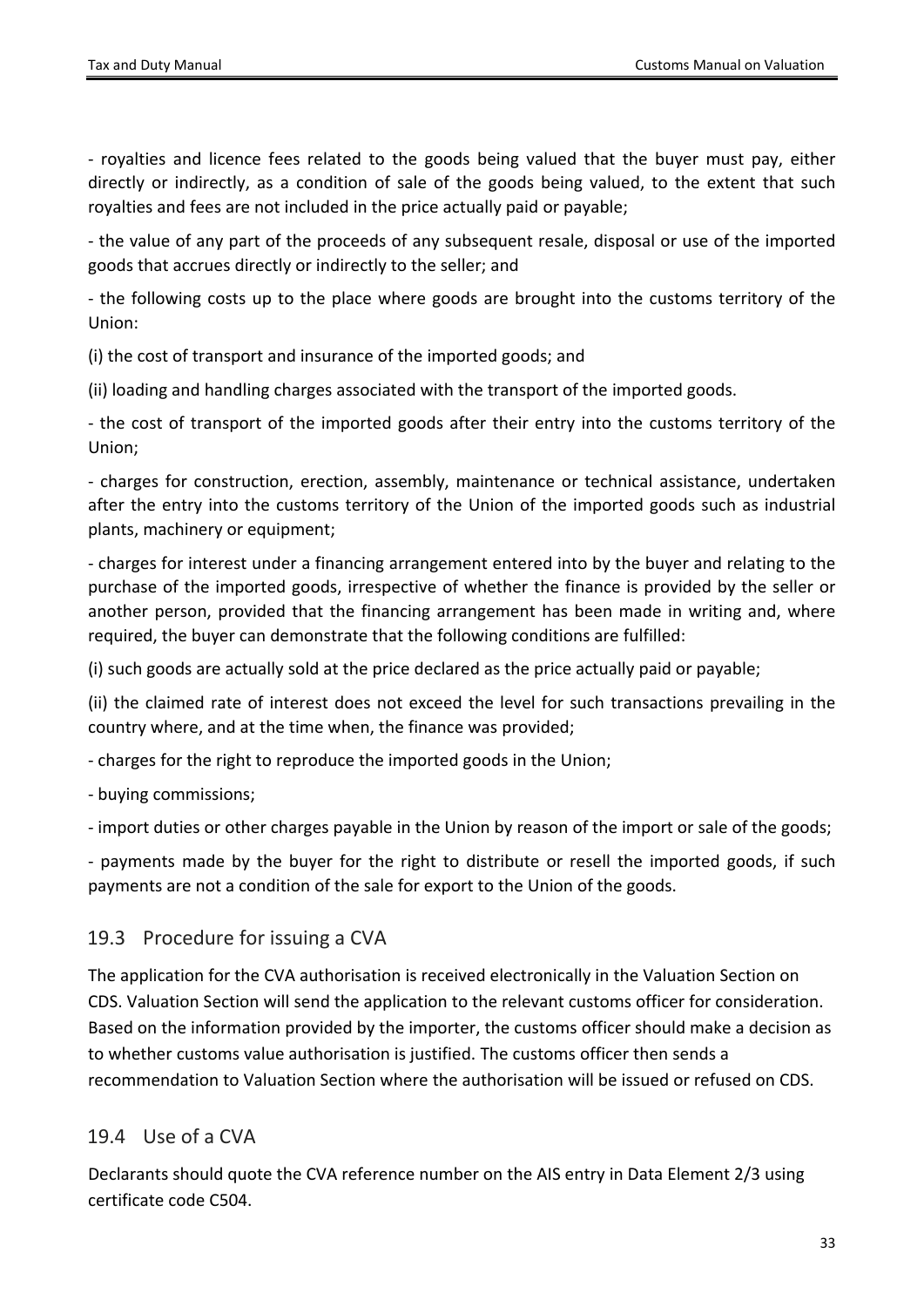- royalties and licence fees related to the goods being valued that the buyer must pay, either directly or indirectly, as a condition of sale of the goods being valued, to the extent that such royalties and fees are not included in the price actually paid or payable;

- the value of any part of the proceeds of any subsequent resale, disposal or use of the imported goods that accrues directly or indirectly to the seller; and

- the following costs up to the place where goods are brought into the customs territory of the Union:

(i) the cost of transport and insurance of the imported goods; and

(ii) loading and handling charges associated with the transport of the imported goods.

- the cost of transport of the imported goods after their entry into the customs territory of the Union;

- charges for construction, erection, assembly, maintenance or technical assistance, undertaken after the entry into the customs territory of the Union of the imported goods such as industrial plants, machinery or equipment;

- charges for interest under a financing arrangement entered into by the buyer and relating to the purchase of the imported goods, irrespective of whether the finance is provided by the seller or another person, provided that the financing arrangement has been made in writing and, where required, the buyer can demonstrate that the following conditions are fulfilled:

(i) such goods are actually sold at the price declared as the price actually paid or payable;

(ii) the claimed rate of interest does not exceed the level for such transactions prevailing in the country where, and at the time when, the finance was provided;

- charges for the right to reproduce the imported goods in the Union;

- buying commissions;

- import duties or other charges payable in the Union by reason of the import or sale of the goods;

- payments made by the buyer for the right to distribute or resell the imported goods, if such payments are not a condition of the sale for export to the Union of the goods.

## 19.3 Procedure for issuing a CVA

The application for the CVA authorisation is received electronically in the Valuation Section on CDS. Valuation Section will send the application to the relevant customs officer for consideration. Based on the information provided by the importer, the customs officer should make a decision as to whether customs value authorisation is justified. The customs officer then sends a recommendation to Valuation Section where the authorisation will be issued or refused on CDS.

## 19.4 Use of a CVA

Declarants should quote the CVA reference number on the AIS entry in Data Element 2/3 using certificate code C504.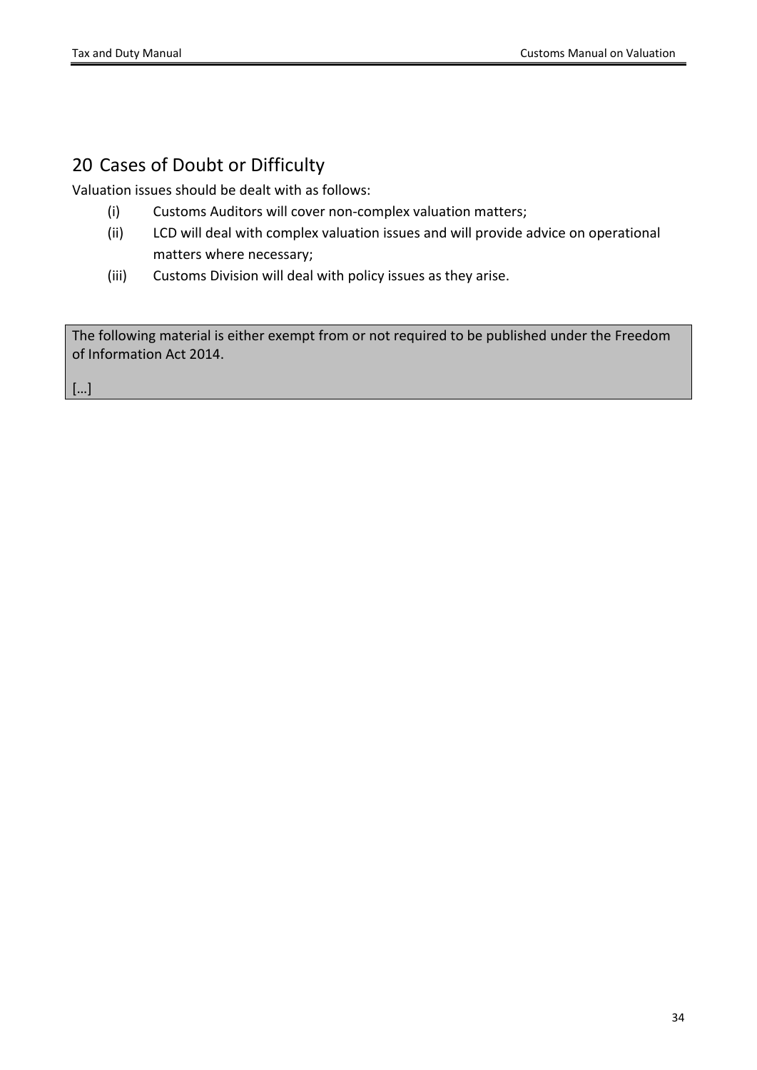# 20 Cases of Doubt or Difficulty

Valuation issues should be dealt with as follows:

(i) Customs Auditors will cover non-complex valuation matters;

(ii) LCD will deal with complex valuation issues and will provide advice on operational matters where necessary;

(iii) Customs Division will deal with policy issues as they arise.

The following material is either exempt from or not required to be published under the Freedom of Information Act 2014.

[…]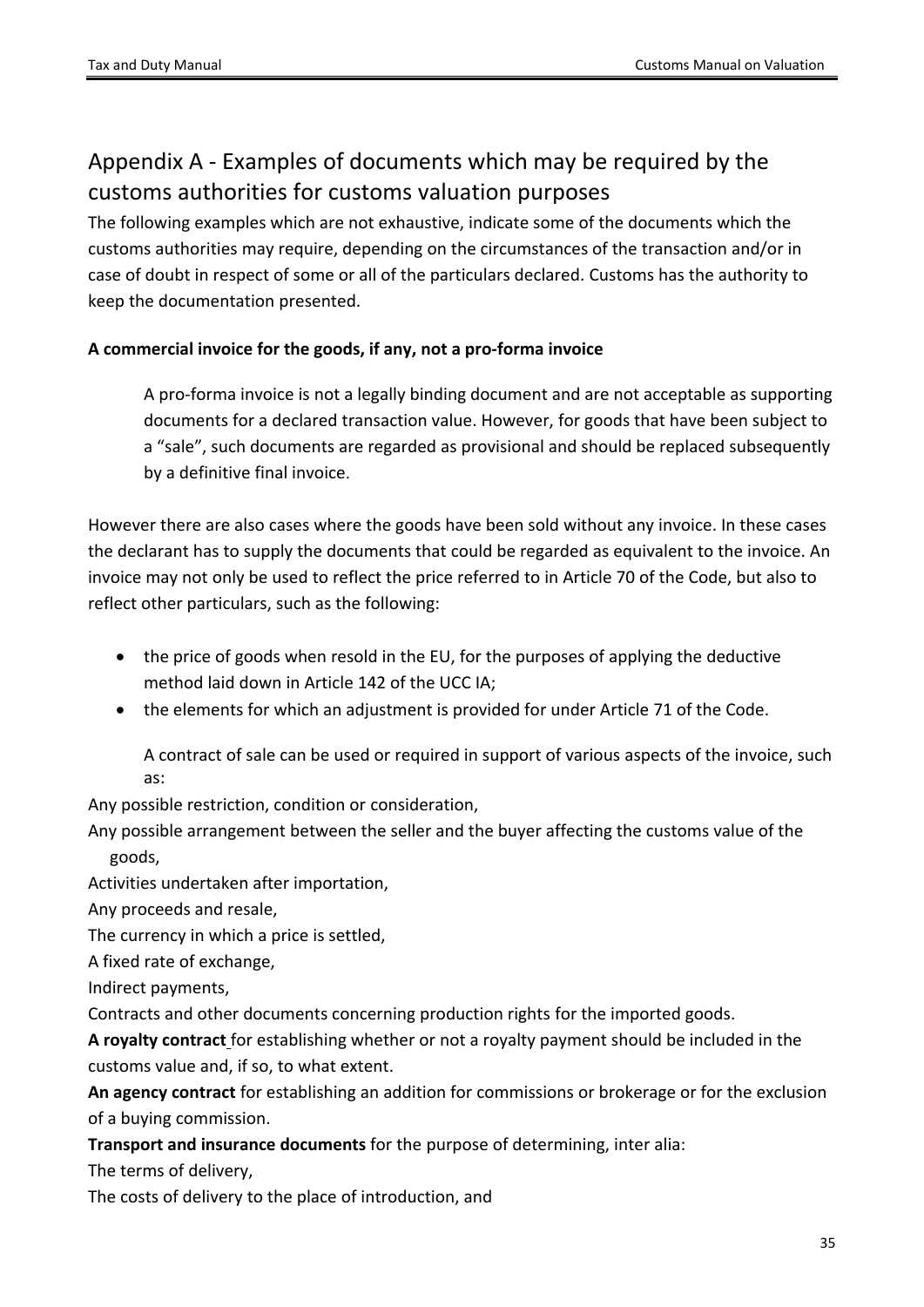## Appendix A - Examples of documents which may be required by the customs authorities for customs valuation purposes

The following examples which are not exhaustive, indicate some of the documents which the customs authorities may require, depending on the circumstances of the transaction and/or in case of doubt in respect of some or all of the particulars declared. Customs has the authority to keep the documentation presented.

**A commercial invoice for the goods, if any, not a pro-forma invoice**

> A pro-forma invoice is not a legally binding document and are not acceptable as supporting documents for a declared transaction value. However, for goods that have been subject to a "sale", such documents are regarded as provisional and should be replaced subsequently by a definitive final invoice.

However there are also cases where the goods have been sold without any invoice. In these cases the declarant has to supply the documents that could be regarded as equivalent to the invoice. An invoice may not only be used to reflect the price referred to in Article 70 of the Code, but also to reflect other particulars, such as the following:

- the price of goods when resold in the EU, for the purposes of applying the deductive method laid down in Article 142 of the UCC IA;
- the elements for which an adjustment is provided for under Article 71 of the Code.

> A contract of sale can be used or required in support of various aspects of the invoice, such as:

Any possible restriction, condition or consideration,

Any possible arrangement between the seller and the buyer affecting the customs value of the goods,

Activities undertaken after importation,

Any proceeds and resale,

The currency in which a price is settled,

A fixed rate of exchange,

Indirect payments,

Contracts and other documents concerning production rights for the imported goods.

**A royalty contract** for establishing whether or not a royalty payment should be included in the customs value and, if so, to what extent.

**An agency contract** for establishing an addition for commissions or brokerage or for the exclusion of a buying commission.

**Transport and insurance documents** for the purpose of determining, inter alia:

The terms of delivery,

The costs of delivery to the place of introduction, and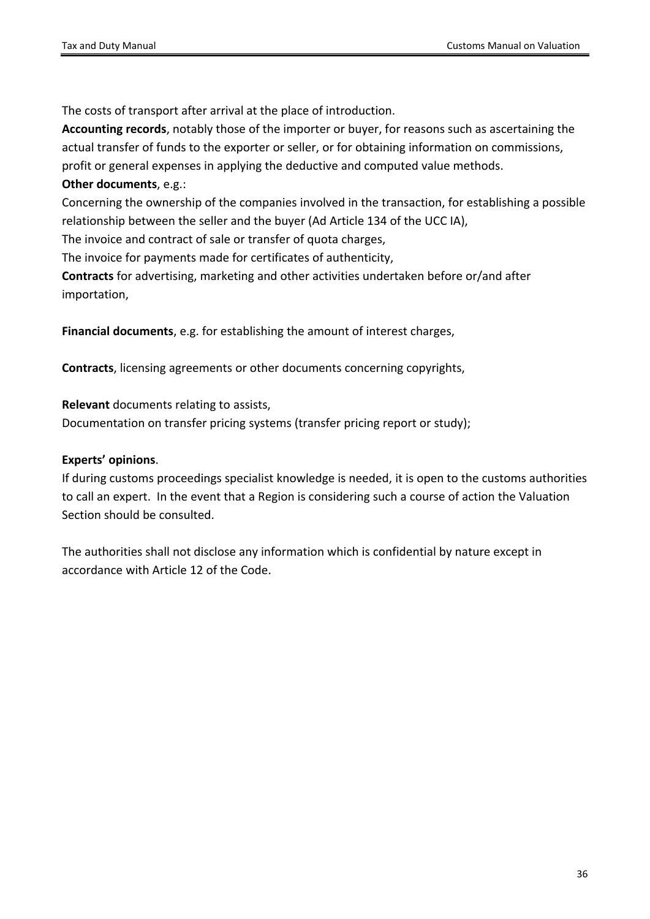The costs of transport after arrival at the place of introduction.

**Accounting records**, notably those of the importer or buyer, for reasons such as ascertaining the actual transfer of funds to the exporter or seller, or for obtaining information on commissions, profit or general expenses in applying the deductive and computed value methods.

**Other documents**, e.g.:

Concerning the ownership of the companies involved in the transaction, for establishing a possible relationship between the seller and the buyer (Ad Article 134 of the UCC IA),

The invoice and contract of sale or transfer of quota charges,

The invoice for payments made for certificates of authenticity,

**Contracts** for advertising, marketing and other activities undertaken before or/and after importation,

**Financial documents**, e.g. for establishing the amount of interest charges,

**Contracts**, licensing agreements or other documents concerning copyrights,

**Relevant** documents relating to assists,

Documentation on transfer pricing systems (transfer pricing report or study);

**Experts' opinions**.

If during customs proceedings specialist knowledge is needed, it is open to the customs authorities to call an expert. In the event that a Region is considering such a course of action the Valuation Section should be consulted.

The authorities shall not disclose any information which is confidential by nature except in accordance with Article 12 of the Code.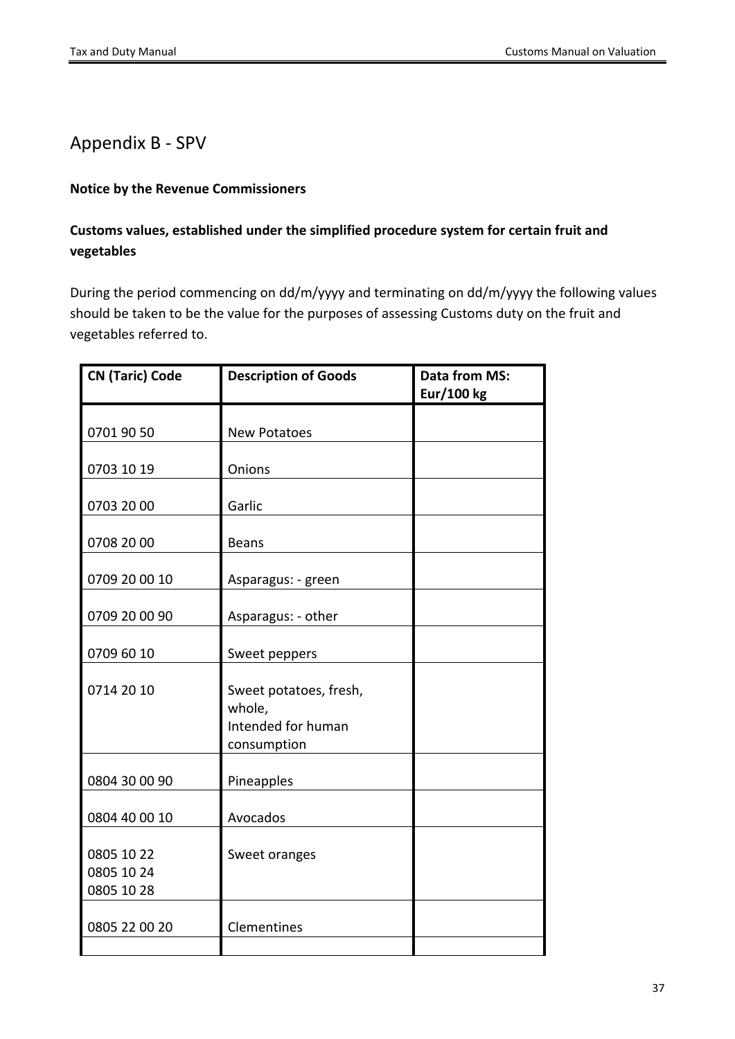# Appendix B - SPV

**Notice by the Revenue Commissioners**

**Customs values, established under the simplified procedure system for certain fruit and vegetables**

During the period commencing on dd/m/yyyy and terminating on dd/m/yyyy the following values should be taken to be the value for the purposes of assessing Customs duty on the fruit and vegetables referred to.

| CN (Taric) Code | Description of Goods | Data from MS: Eur/100 kg |
|---|---|---|
| 0701 90 50 | New Potatoes | |
| 0703 10 19 | Onions | |
| 0703 20 00 | Garlic | |
| 0708 20 00 | Beans | |
| 0709 20 00 10 | Asparagus: - green | |
| 0709 20 00 90 | Asparagus: - other | |
| 0709 60 10 | Sweet peppers | |
| 0714 20 10 | Sweet potatoes, fresh, whole, Intended for human consumption | |
| 0804 30 00 90 | Pineapples | |
| 0804 40 00 10 | Avocados | |
| 0805 10 22<br>0805 10 24<br>0805 10 28 | Sweet oranges | |
| 0805 22 00 20 | Clementines | |
| | | |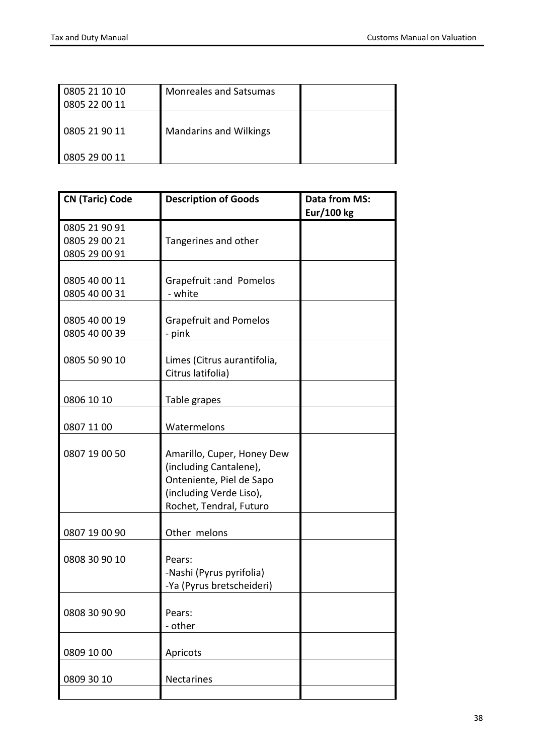| | | |
|---|---|---|
| 0805 21 10 10<br>0805 22 00 11 | Monreales and Satsumas | |
| 0805 21 90 11<br><br>0805 29 00 11 | Mandarins and Wilkings | |

| CN (Taric) Code | Description of Goods | Data from MS: Eur/100 kg |
|---|---|---|
| 0805 21 90 91<br>0805 29 00 21<br>0805 29 00 91 | Tangerines and other | |
| 0805 40 00 11<br>0805 40 00 31 | Grapefruit :and Pomelos<br>- white | |
| 0805 40 00 19<br>0805 40 00 39 | Grapefruit and Pomelos<br>- pink | |
| 0805 50 90 10 | Limes (Citrus aurantifolia, Citrus latifolia) | |
| 0806 10 10 | Table grapes | |
| 0807 11 00 | Watermelons | |
| 0807 19 00 50 | Amarillo, Cuper, Honey Dew (including Cantalene), Onteniente, Piel de Sapo (including Verde Liso), Rochet, Tendral, Futuro | |
| 0807 19 00 90 | Other melons | |
| 0808 30 90 10 | Pears:<br>-Nashi (Pyrus pyrifolia)<br>-Ya (Pyrus bretscheideri) | |
| 0808 30 90 90 | Pears:<br>- other | |
| 0809 10 00 | Apricots | |
| 0809 30 10 | Nectarines | |
| | | |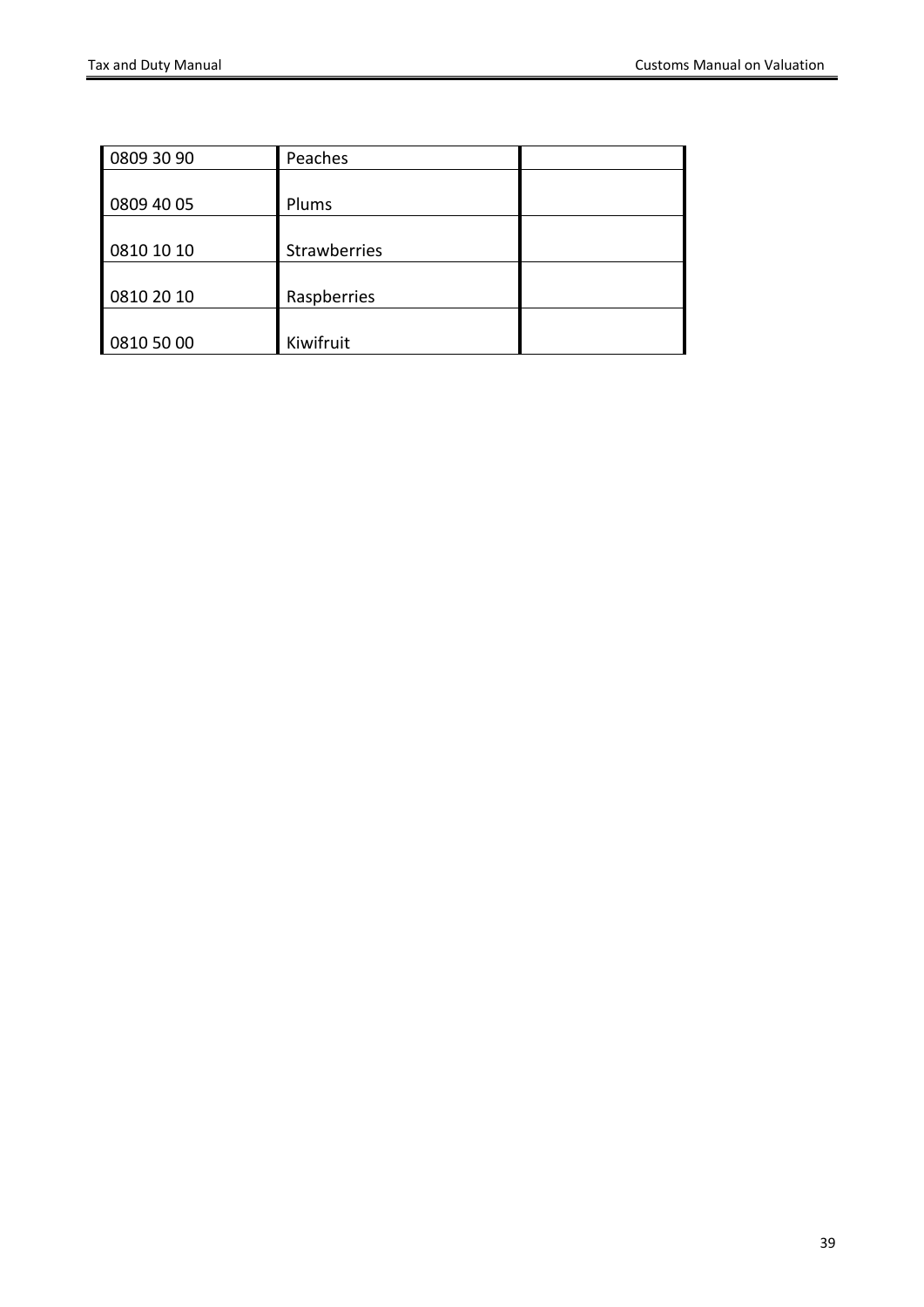| | | |
|---|---|---|
| 0809 30 90 | Peaches | |
| 0809 40 05 | Plums | |
| 0810 10 10 | Strawberries | |
| 0810 20 10 | Raspberries | |
| 0810 50 00 | Kiwifruit | |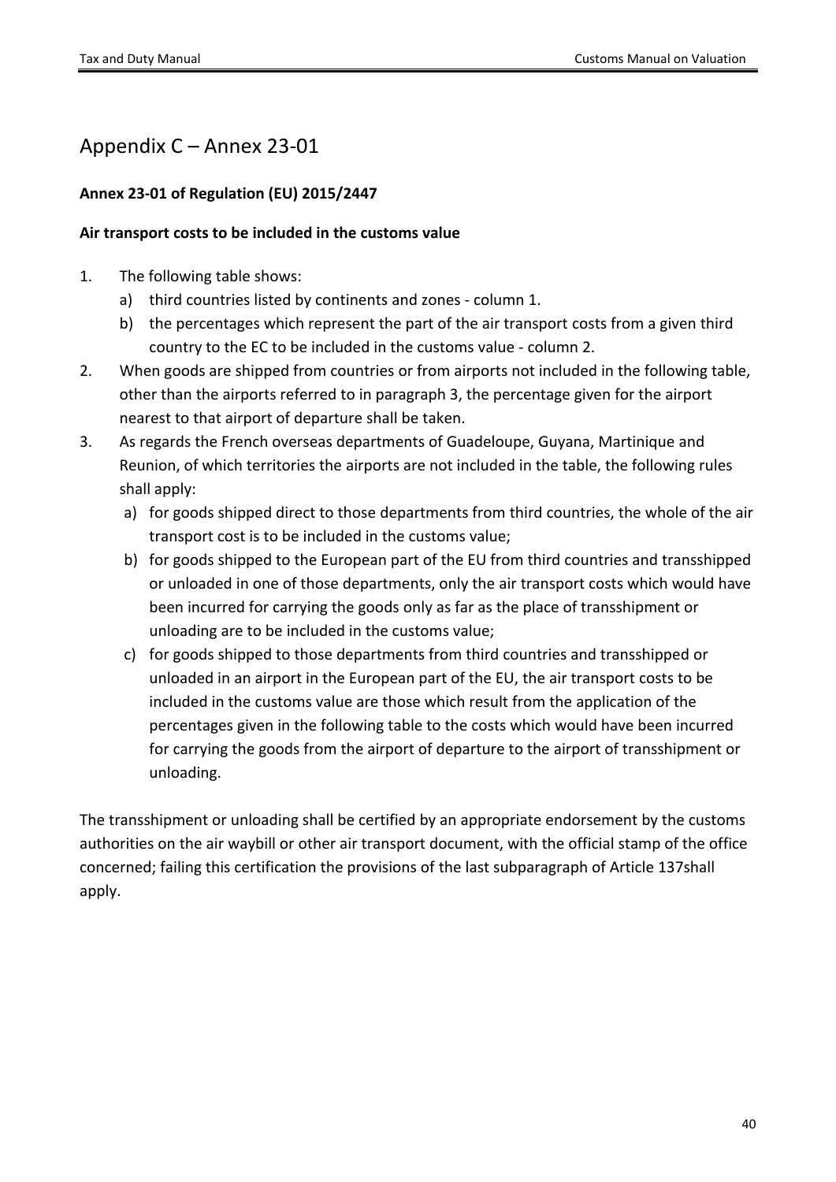# Appendix C – Annex 23-01

**Annex 23-01 of Regulation (EU) 2015/2447**

**Air transport costs to be included in the customs value**

1. The following table shows:
   a) third countries listed by continents and zones - column 1.
   b) the percentages which represent the part of the air transport costs from a given third country to the EC to be included in the customs value - column 2.
2. When goods are shipped from countries or from airports not included in the following table, other than the airports referred to in paragraph 3, the percentage given for the airport nearest to that airport of departure shall be taken.
3. As regards the French overseas departments of Guadeloupe, Guyana, Martinique and Reunion, of which territories the airports are not included in the table, the following rules shall apply:
   a) for goods shipped direct to those departments from third countries, the whole of the air transport cost is to be included in the customs value;
   b) for goods shipped to the European part of the EU from third countries and transshipped or unloaded in one of those departments, only the air transport costs which would have been incurred for carrying the goods only as far as the place of transshipment or unloading are to be included in the customs value;
   c) for goods shipped to those departments from third countries and transshipped or unloaded in an airport in the European part of the EU, the air transport costs to be included in the customs value are those which result from the application of the percentages given in the following table to the costs which would have been incurred for carrying the goods from the airport of departure to the airport of transshipment or unloading.

The transshipment or unloading shall be certified by an appropriate endorsement by the customs authorities on the air waybill or other air transport document, with the official stamp of the office concerned; failing this certification the provisions of the last subparagraph of Article 137shall apply.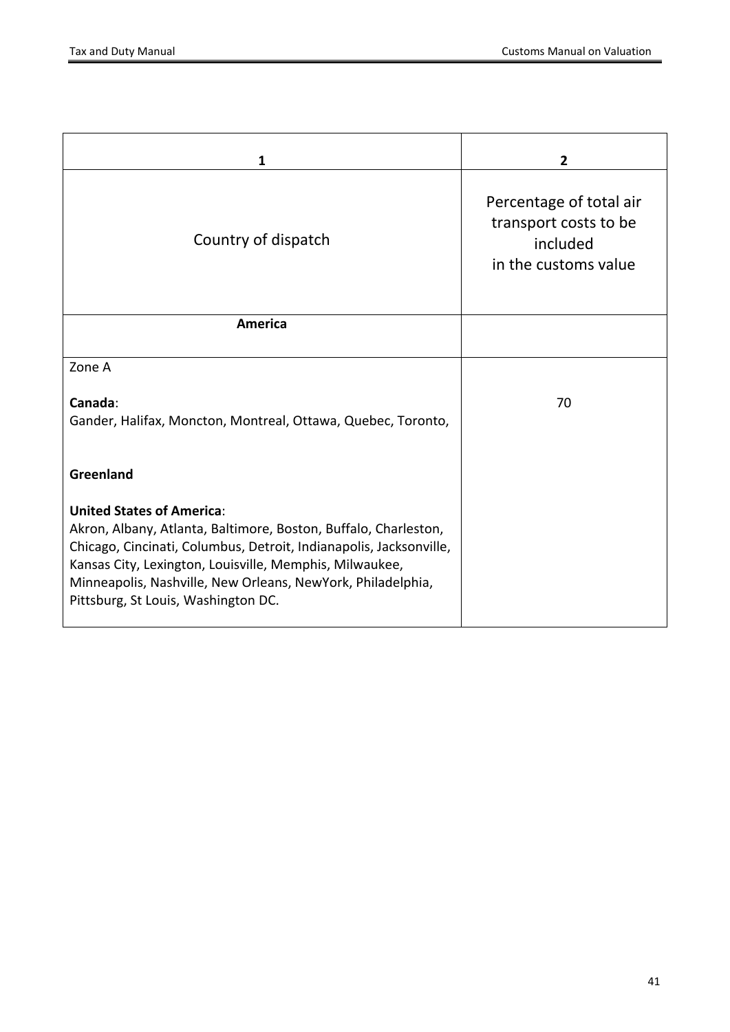| 1 | 2 |
|---|---|
| Country of dispatch | Percentage of total air transport costs to be included in the customs value |
| **America** | |
| Zone A<br><br>**Canada**:<br>Gander, Halifax, Moncton, Montreal, Ottawa, Quebec, Toronto,<br><br>**Greenland**<br><br>**United States of America**:<br>Akron, Albany, Atlanta, Baltimore, Boston, Buffalo, Charleston, Chicago, Cincinati, Columbus, Detroit, Indianapolis, Jacksonville, Kansas City, Lexington, Louisville, Memphis, Milwaukee, Minneapolis, Nashville, New Orleans, NewYork, Philadelphia, Pittsburg, St Louis, Washington DC. | 70 |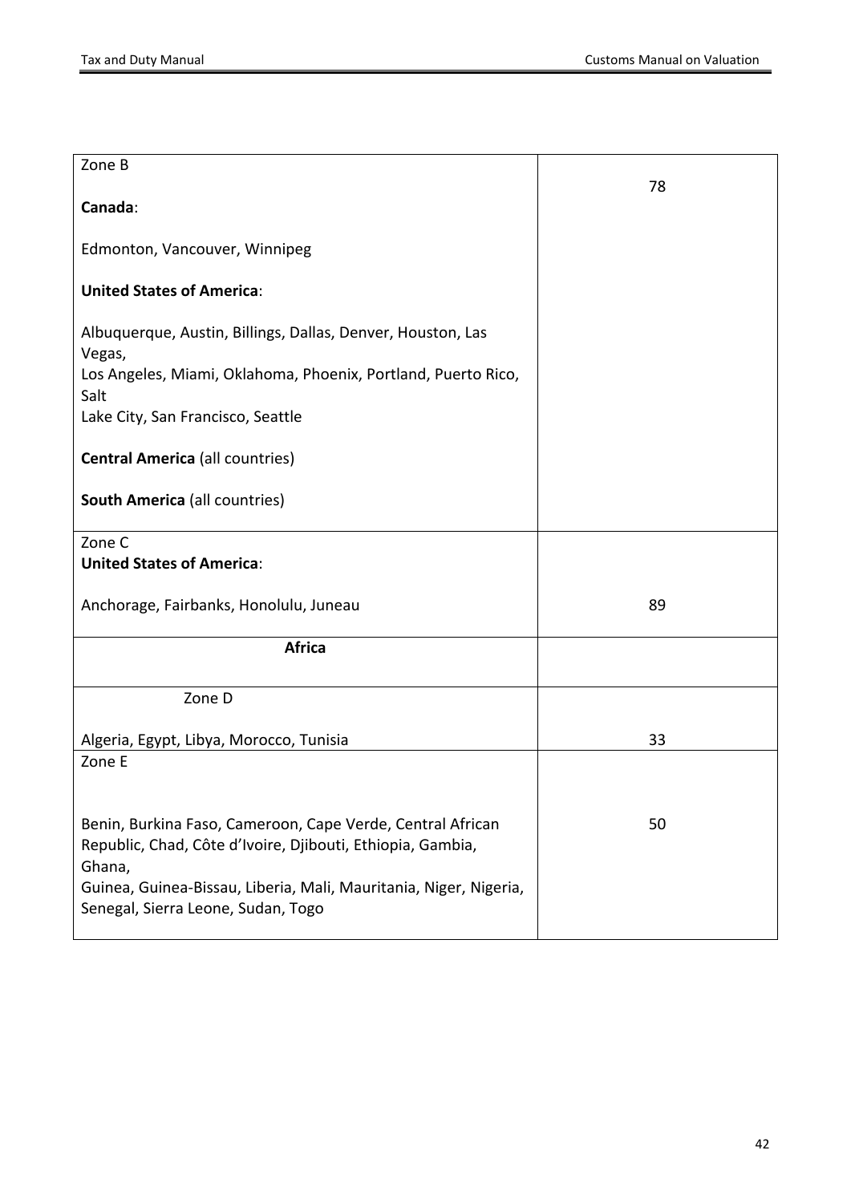| | |
|---|---|
| Zone B<br><br>**Canada**:<br><br>Edmonton, Vancouver, Winnipeg<br><br>**United States of America**:<br><br>Albuquerque, Austin, Billings, Dallas, Denver, Houston, Las Vegas,<br>Los Angeles, Miami, Oklahoma, Phoenix, Portland, Puerto Rico, Salt<br>Lake City, San Francisco, Seattle<br><br>**Central America** (all countries)<br><br>**South America** (all countries) | 78 |
| Zone C<br>**United States of America**:<br><br>Anchorage, Fairbanks, Honolulu, Juneau | 89 |
| **Africa** | |
| Zone D<br><br>Algeria, Egypt, Libya, Morocco, Tunisia | 33 |
| Zone E<br><br>Benin, Burkina Faso, Cameroon, Cape Verde, Central African Republic, Chad, Côte d'Ivoire, Djibouti, Ethiopia, Gambia, Ghana,<br>Guinea, Guinea-Bissau, Liberia, Mali, Mauritania, Niger, Nigeria, Senegal, Sierra Leone, Sudan, Togo | 50 |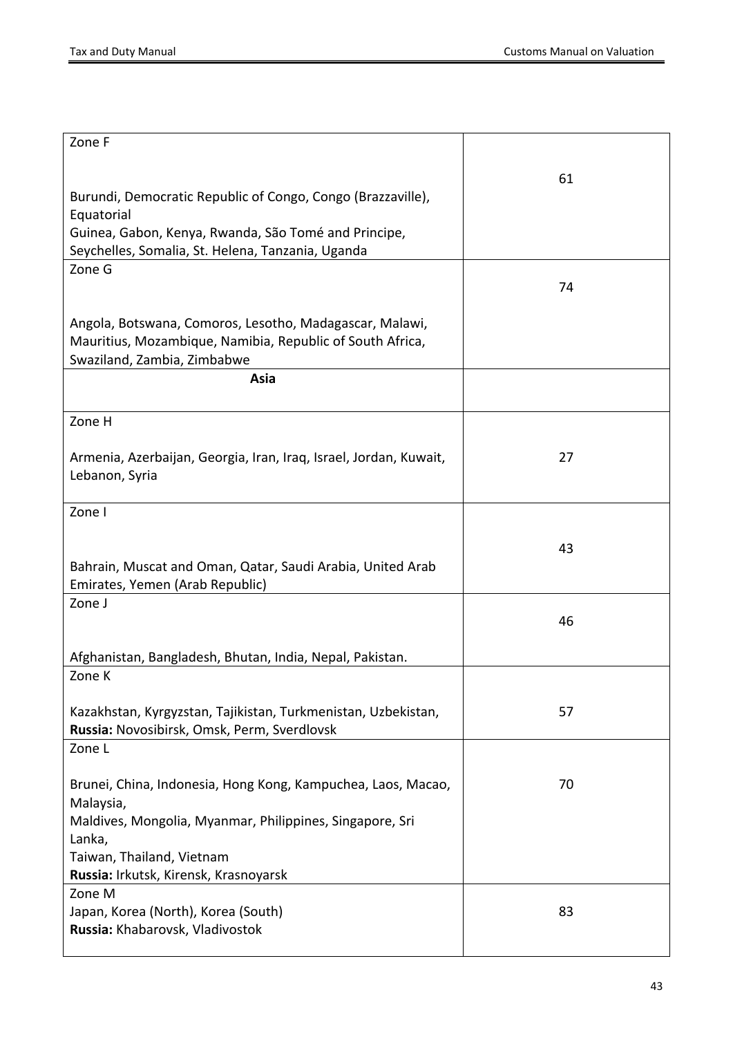| | |
|---|---|
| Zone F<br><br>Burundi, Democratic Republic of Congo, Congo (Brazzaville), Equatorial Guinea, Gabon, Kenya, Rwanda, São Tomé and Principe, Seychelles, Somalia, St. Helena, Tanzania, Uganda | 61 |
| Zone G<br><br>Angola, Botswana, Comoros, Lesotho, Madagascar, Malawi, Mauritius, Mozambique, Namibia, Republic of South Africa, Swaziland, Zambia, Zimbabwe | 74 |
| **Asia** | |
| Zone H<br><br>Armenia, Azerbaijan, Georgia, Iran, Iraq, Israel, Jordan, Kuwait, Lebanon, Syria | 27 |
| Zone I<br><br>Bahrain, Muscat and Oman, Qatar, Saudi Arabia, United Arab Emirates, Yemen (Arab Republic) | 43 |
| Zone J<br><br>Afghanistan, Bangladesh, Bhutan, India, Nepal, Pakistan. | 46 |
| Zone K<br><br>Kazakhstan, Kyrgyzstan, Tajikistan, Turkmenistan, Uzbekistan,<br>**Russia:** Novosibirsk, Omsk, Perm, Sverdlovsk | 57 |
| Zone L<br><br>Brunei, China, Indonesia, Hong Kong, Kampuchea, Laos, Macao, Malaysia, Maldives, Mongolia, Myanmar, Philippines, Singapore, Sri Lanka, Taiwan, Thailand, Vietnam<br>**Russia:** Irkutsk, Kirensk, Krasnoyarsk | 70 |
| Zone M<br>Japan, Korea (North), Korea (South)<br>**Russia:** Khabarovsk, Vladivostok | 83 |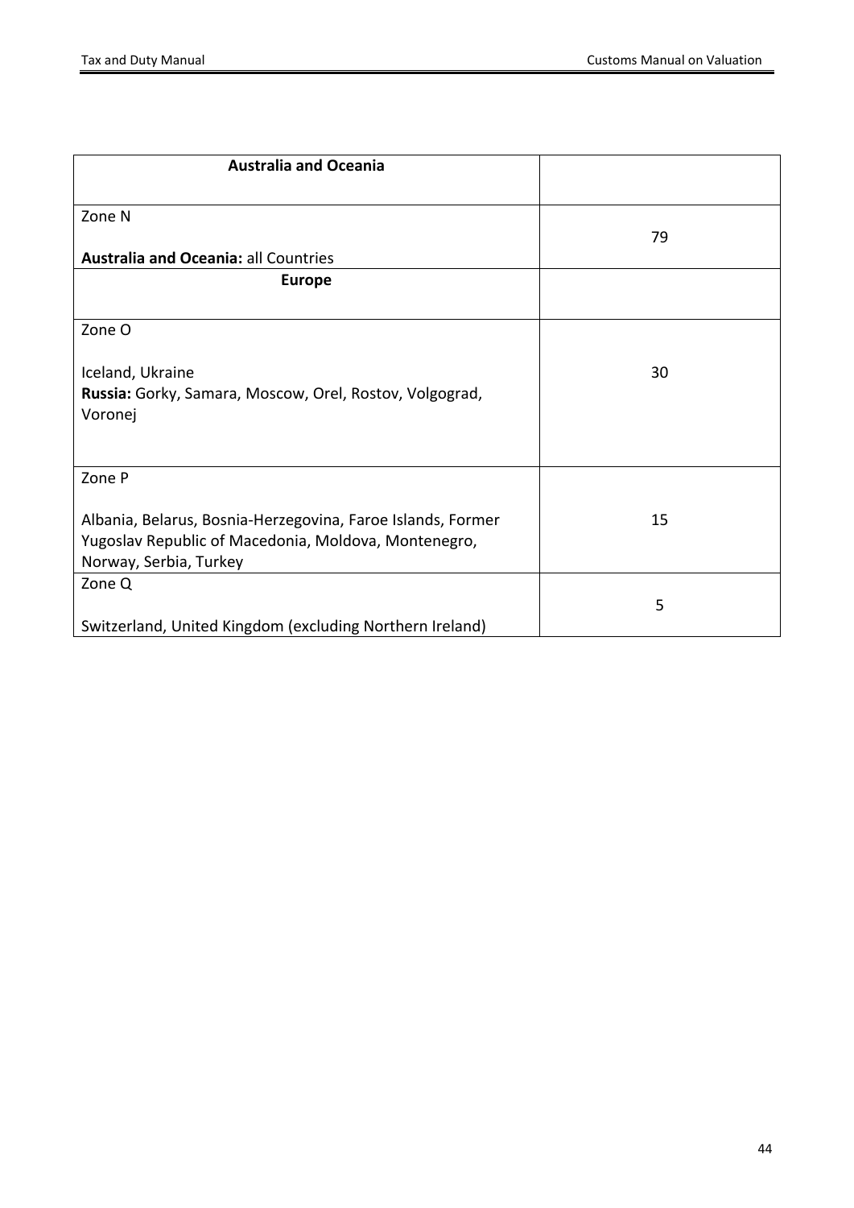| **Australia and Oceania** | |
|---|---|
| Zone N<br><br>**Australia and Oceania:** all Countries | 79 |
| **Europe** | |
| Zone O<br><br>Iceland, Ukraine<br>**Russia:** Gorky, Samara, Moscow, Orel, Rostov, Volgograd, Voronej | 30 |
| Zone P<br><br>Albania, Belarus, Bosnia-Herzegovina, Faroe Islands, Former Yugoslav Republic of Macedonia, Moldova, Montenegro, Norway, Serbia, Turkey | 15 |
| Zone Q<br><br>Switzerland, United Kingdom (excluding Northern Ireland) | 5 |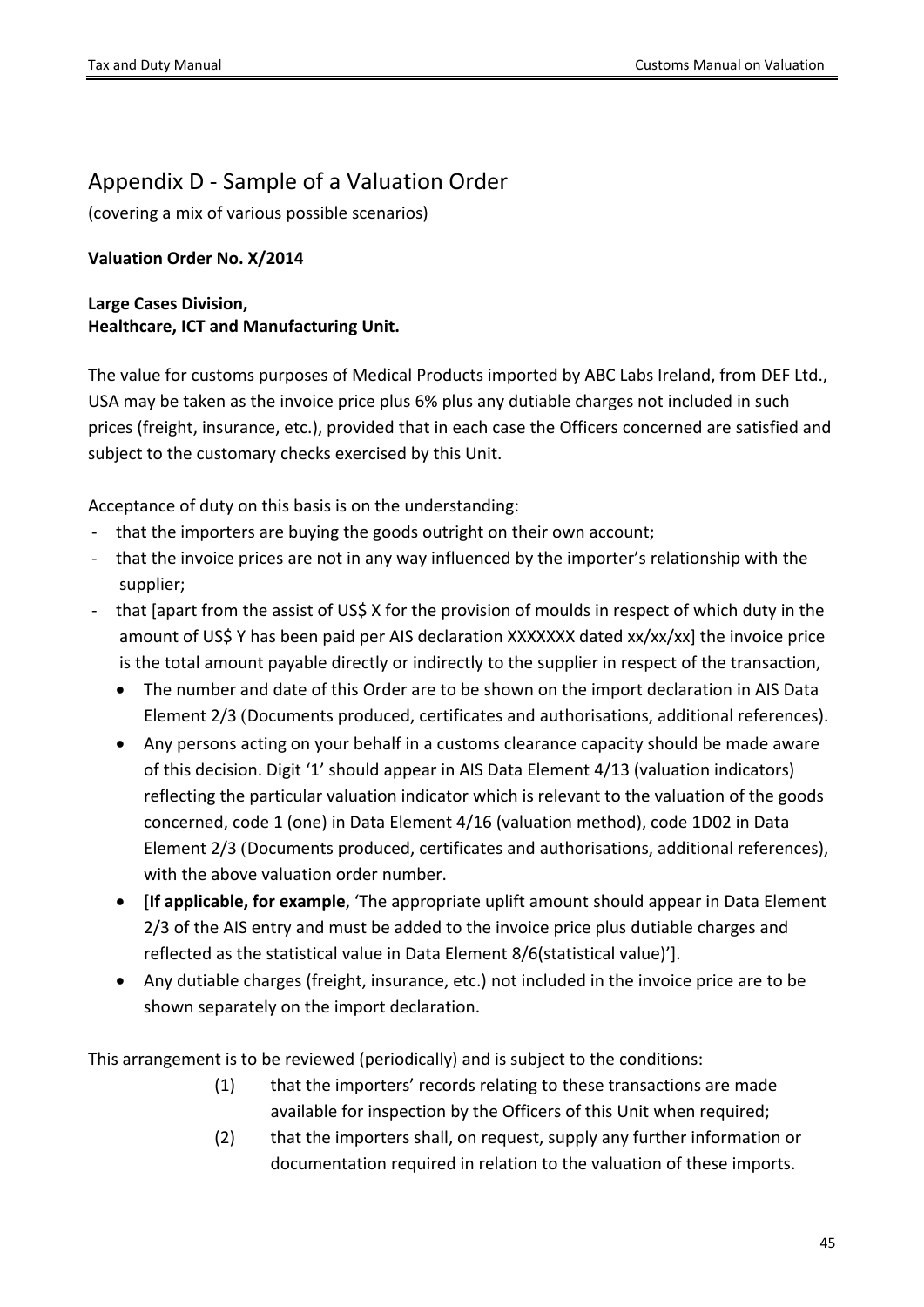## Appendix D - Sample of a Valuation Order

(covering a mix of various possible scenarios)

**Valuation Order No. X/2014**

**Large Cases Division,**
**Healthcare, ICT and Manufacturing Unit.**

The value for customs purposes of Medical Products imported by ABC Labs Ireland, from DEF Ltd., USA may be taken as the invoice price plus 6% plus any dutiable charges not included in such prices (freight, insurance, etc.), provided that in each case the Officers concerned are satisfied and subject to the customary checks exercised by this Unit.

Acceptance of duty on this basis is on the understanding:

- that the importers are buying the goods outright on their own account;
- that the invoice prices are not in any way influenced by the importer's relationship with the supplier;
- that [apart from the assist of US$ X for the provision of moulds in respect of which duty in the amount of US$ Y has been paid per AIS declaration XXXXXXX dated xx/xx/xx] the invoice price is the total amount payable directly or indirectly to the supplier in respect of the transaction,
  - The number and date of this Order are to be shown on the import declaration in AIS Data Element 2/3 (Documents produced, certificates and authorisations, additional references).
  - Any persons acting on your behalf in a customs clearance capacity should be made aware of this decision. Digit '1' should appear in AIS Data Element 4/13 (valuation indicators) reflecting the particular valuation indicator which is relevant to the valuation of the goods concerned, code 1 (one) in Data Element 4/16 (valuation method), code 1D02 in Data Element 2/3 (Documents produced, certificates and authorisations, additional references), with the above valuation order number.
  - [**If applicable, for example**, 'The appropriate uplift amount should appear in Data Element 2/3 of the AIS entry and must be added to the invoice price plus dutiable charges and reflected as the statistical value in Data Element 8/6(statistical value)'].
  - Any dutiable charges (freight, insurance, etc.) not included in the invoice price are to be shown separately on the import declaration.

This arrangement is to be reviewed (periodically) and is subject to the conditions:

(1) that the importers' records relating to these transactions are made available for inspection by the Officers of this Unit when required;

(2) that the importers shall, on request, supply any further information or documentation required in relation to the valuation of these imports.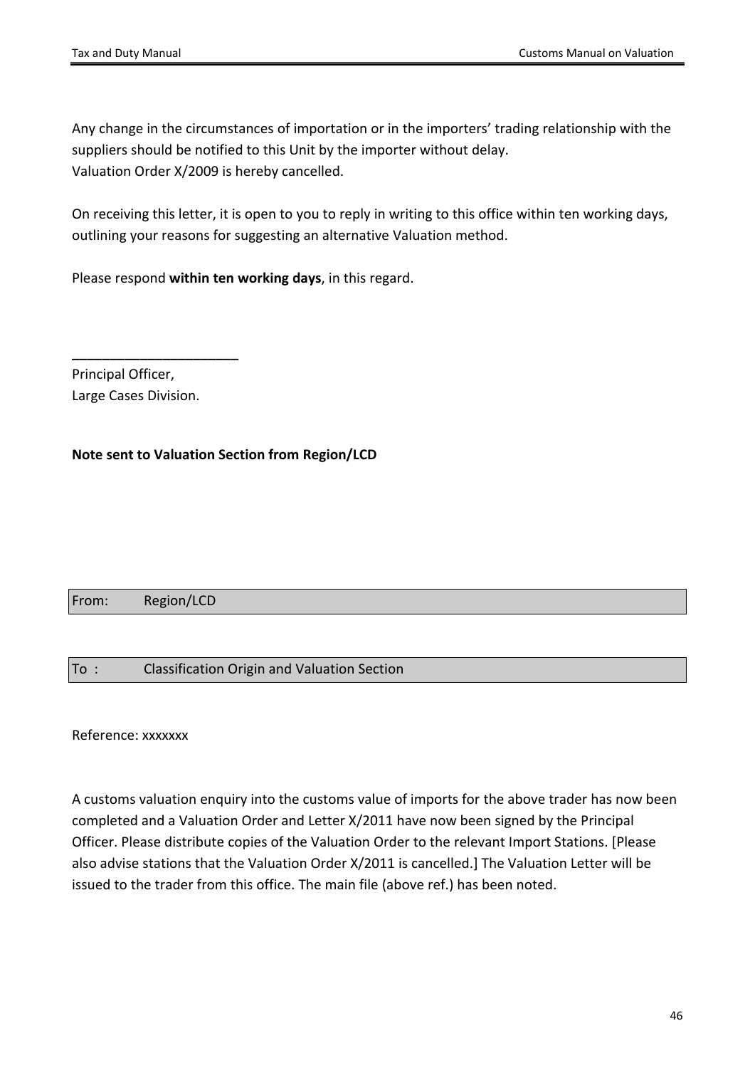Any change in the circumstances of importation or in the importers' trading relationship with the suppliers should be notified to this Unit by the importer without delay.
Valuation Order X/2009 is hereby cancelled.

On receiving this letter, it is open to you to reply in writing to this office within ten working days, outlining your reasons for suggesting an alternative Valuation method.

Please respond **within ten working days**, in this regard.

______________________

Principal Officer,
Large Cases Division.

**Note sent to Valuation Section from Region/LCD**

| From: | Region/LCD |
|---|---|

| To : | Classification Origin and Valuation Section |
|---|---|

Reference: xxxxxxx

A customs valuation enquiry into the customs value of imports for the above trader has now been completed and a Valuation Order and Letter X/2011 have now been signed by the Principal Officer. Please distribute copies of the Valuation Order to the relevant Import Stations. [Please also advise stations that the Valuation Order X/2011 is cancelled.] The Valuation Letter will be issued to the trader from this office. The main file (above ref.) has been noted.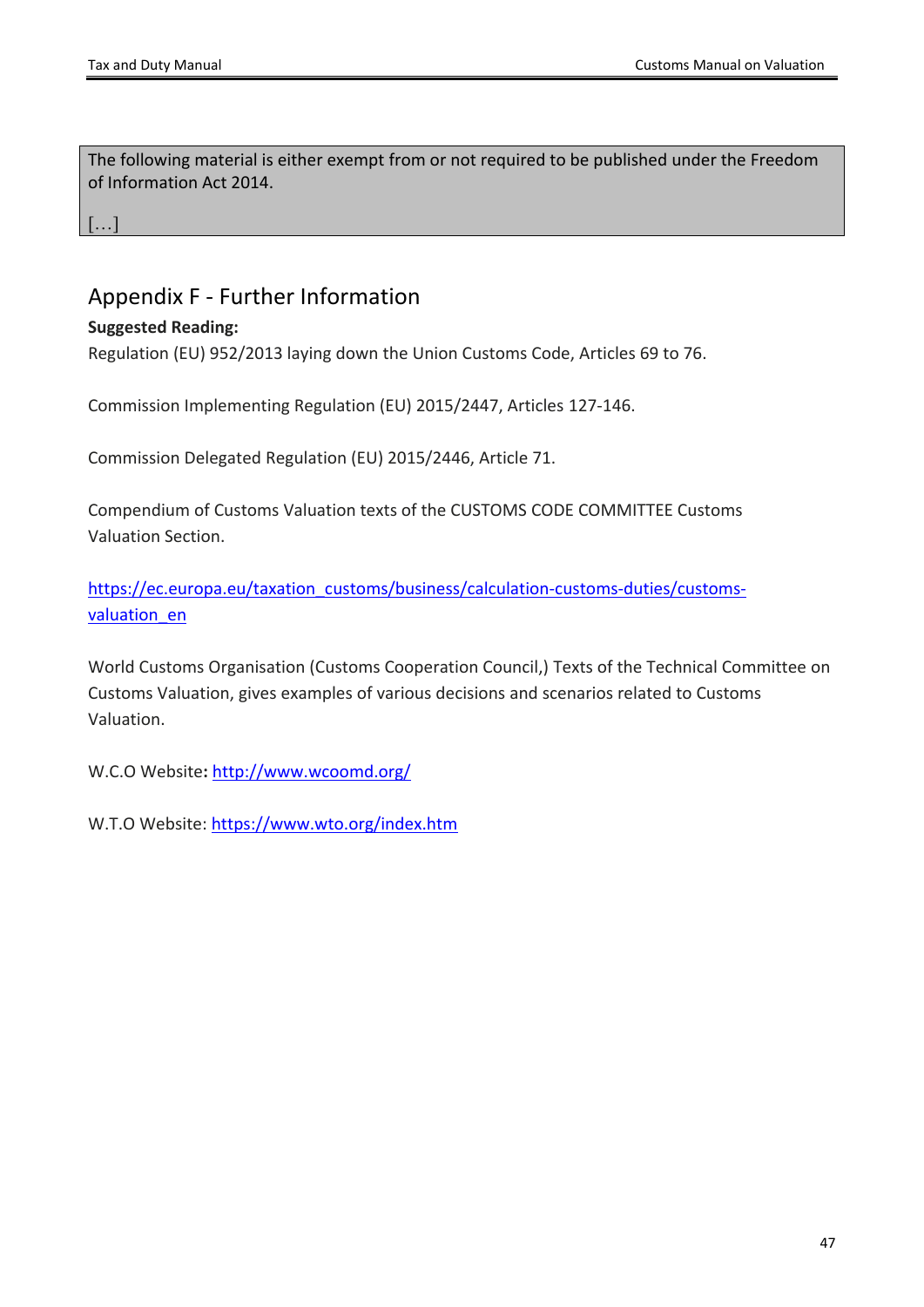The following material is either exempt from or not required to be published under the Freedom of Information Act 2014.

[…]

## Appendix F - Further Information

**Suggested Reading:**

Regulation (EU) 952/2013 laying down the Union Customs Code, Articles 69 to 76.

Commission Implementing Regulation (EU) 2015/2447, Articles 127-146.

Commission Delegated Regulation (EU) 2015/2446, Article 71.

Compendium of Customs Valuation texts of the CUSTOMS CODE COMMITTEE Customs Valuation Section.

[https://ec.europa.eu/taxation_customs/business/calculation-customs-duties/customs-valuation_en](https://ec.europa.eu/taxation_customs/business/calculation-customs-duties/customs-valuation_en)

World Customs Organisation (Customs Cooperation Council,) Texts of the Technical Committee on Customs Valuation, gives examples of various decisions and scenarios related to Customs Valuation.

W.C.O Website**:** [http://www.wcoomd.org/](http://www.wcoomd.org/)

W.T.O Website: [https://www.wto.org/index.htm](https://www.wto.org/index.htm)